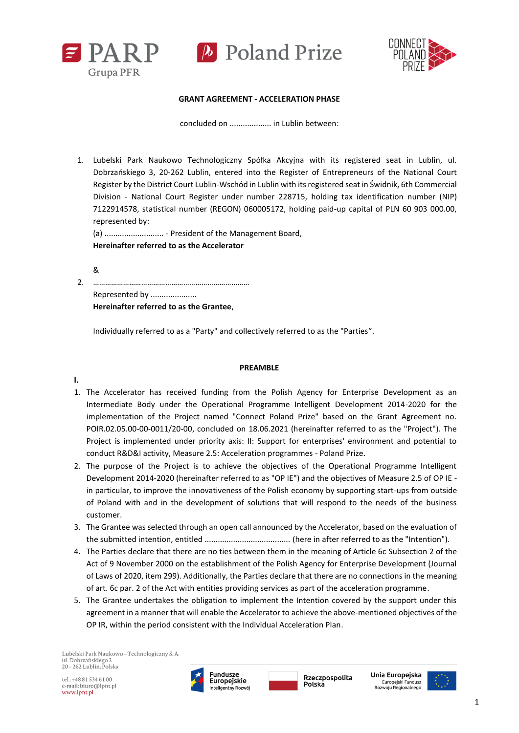**GRANT AGREEMENT - ACCELERATION PHASE**

concluded on .................. in Lublin between:

1. Lubelski Park Naukowo Technologiczny Spółka Akcyjna with its registered seat in Lublin, ul. Dobrzańskiego 3, 20-262 Lublin, entered into the Register of Entrepreneurs of the National Court Register by the District Court Lublin-Wschód in Lublin with its registered seat in Świdnik, 6th Commercial Division - National Court Register under number 228715, holding tax identification number (NIP) 7122914578, statistical number (REGON) 060005172, holding paid-up capital of PLN 60 903 000.00, represented by:
   (a) .......................... - President of the Management Board,
   **Hereinafter referred to as the Accelerator**

   &

2. ………………………………………………………………….
   Represented by ....................
   **Hereinafter referred to as the Grantee**,

   Individually referred to as a "Party" and collectively referred to as the "Parties".

**PREAMBLE**

**I.**

1. The Accelerator has received funding from the Polish Agency for Enterprise Development as an Intermediate Body under the Operational Programme Intelligent Development 2014-2020 for the implementation of the Project named "Connect Poland Prize" based on the Grant Agreement no. POIR.02.05.00-00-0011/20-00, concluded on 18.06.2021 (hereinafter referred to as the "Project"). The Project is implemented under priority axis: II: Support for enterprises' environment and potential to conduct R&D&I activity, Measure 2.5: Acceleration programmes - Poland Prize.
2. The purpose of the Project is to achieve the objectives of the Operational Programme Intelligent Development 2014-2020 (hereinafter referred to as "OP IE") and the objectives of Measure 2.5 of OP IE - in particular, to improve the innovativeness of the Polish economy by supporting start-ups from outside of Poland with and in the development of solutions that will respond to the needs of the business customer.
3. The Grantee was selected through an open call announced by the Accelerator, based on the evaluation of the submitted intention, entitled ...................................... (here in after referred to as the "Intention").
4. The Parties declare that there are no ties between them in the meaning of Article 6c Subsection 2 of the Act of 9 November 2000 on the establishment of the Polish Agency for Enterprise Development (Journal of Laws of 2020, item 299). Additionally, the Parties declare that there are no connections in the meaning of art. 6c par. 2 of the Act with entities providing services as part of the acceleration programme.
5. The Grantee undertakes the obligation to implement the Intention covered by the support under this agreement in a manner that will enable the Accelerator to achieve the above-mentioned objectives of the OP IR, within the period consistent with the Individual Acceleration Plan.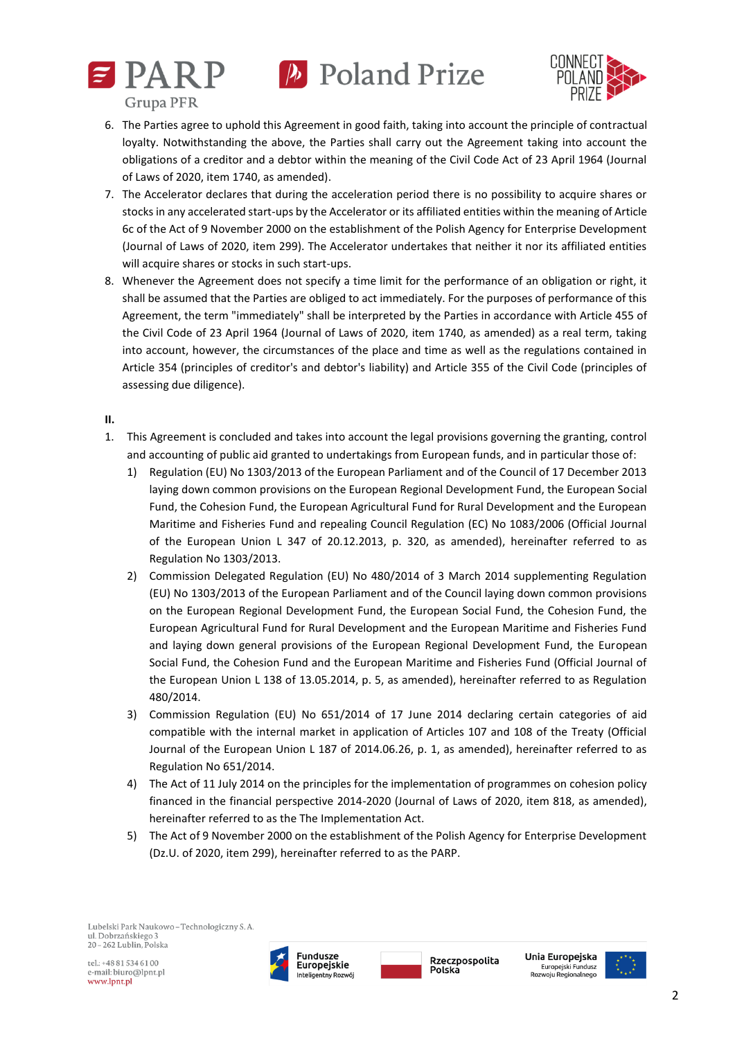6. The Parties agree to uphold this Agreement in good faith, taking into account the principle of contractual loyalty. Notwithstanding the above, the Parties shall carry out the Agreement taking into account the obligations of a creditor and a debtor within the meaning of the Civil Code Act of 23 April 1964 (Journal of Laws of 2020, item 1740, as amended).
7. The Accelerator declares that during the acceleration period there is no possibility to acquire shares or stocks in any accelerated start-ups by the Accelerator or its affiliated entities within the meaning of Article 6c of the Act of 9 November 2000 on the establishment of the Polish Agency for Enterprise Development (Journal of Laws of 2020, item 299). The Accelerator undertakes that neither it nor its affiliated entities will acquire shares or stocks in such start-ups.
8. Whenever the Agreement does not specify a time limit for the performance of an obligation or right, it shall be assumed that the Parties are obliged to act immediately. For the purposes of performance of this Agreement, the term "immediately" shall be interpreted by the Parties in accordance with Article 455 of the Civil Code of 23 April 1964 (Journal of Laws of 2020, item 1740, as amended) as a real term, taking into account, however, the circumstances of the place and time as well as the regulations contained in Article 354 (principles of creditor's and debtor's liability) and Article 355 of the Civil Code (principles of assessing due diligence).

**II.**

1. This Agreement is concluded and takes into account the legal provisions governing the granting, control and accounting of public aid granted to undertakings from European funds, and in particular those of:
   1) Regulation (EU) No 1303/2013 of the European Parliament and of the Council of 17 December 2013 laying down common provisions on the European Regional Development Fund, the European Social Fund, the Cohesion Fund, the European Agricultural Fund for Rural Development and the European Maritime and Fisheries Fund and repealing Council Regulation (EC) No 1083/2006 (Official Journal of the European Union L 347 of 20.12.2013, p. 320, as amended), hereinafter referred to as Regulation No 1303/2013.
   2) Commission Delegated Regulation (EU) No 480/2014 of 3 March 2014 supplementing Regulation (EU) No 1303/2013 of the European Parliament and of the Council laying down common provisions on the European Regional Development Fund, the European Social Fund, the Cohesion Fund, the European Agricultural Fund for Rural Development and the European Maritime and Fisheries Fund and laying down general provisions of the European Regional Development Fund, the European Social Fund, the Cohesion Fund and the European Maritime and Fisheries Fund (Official Journal of the European Union L 138 of 13.05.2014, p. 5, as amended), hereinafter referred to as Regulation 480/2014.
   3) Commission Regulation (EU) No 651/2014 of 17 June 2014 declaring certain categories of aid compatible with the internal market in application of Articles 107 and 108 of the Treaty (Official Journal of the European Union L 187 of 2014.06.26, p. 1, as amended), hereinafter referred to as Regulation No 651/2014.
   4) The Act of 11 July 2014 on the principles for the implementation of programmes on cohesion policy financed in the financial perspective 2014-2020 (Journal of Laws of 2020, item 818, as amended), hereinafter referred to as the The Implementation Act.
   5) The Act of 9 November 2000 on the establishment of the Polish Agency for Enterprise Development (Dz.U. of 2020, item 299), hereinafter referred to as the PARP.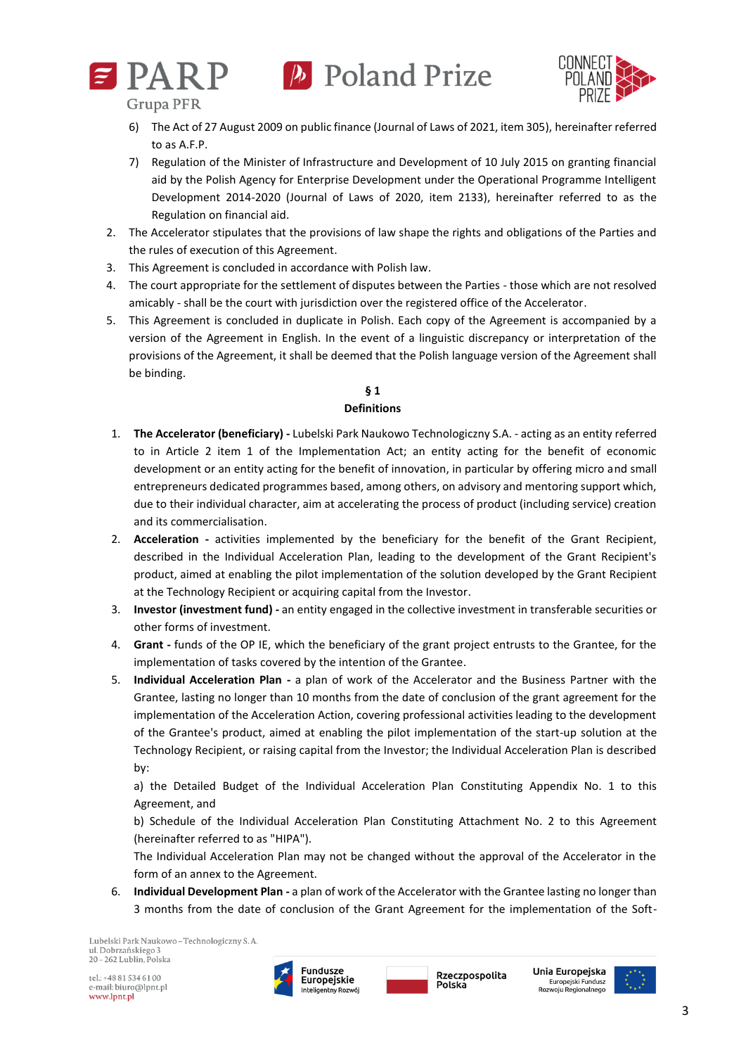6) The Act of 27 August 2009 on public finance (Journal of Laws of 2021, item 305), hereinafter referred to as A.F.P.
7) Regulation of the Minister of Infrastructure and Development of 10 July 2015 on granting financial aid by the Polish Agency for Enterprise Development under the Operational Programme Intelligent Development 2014-2020 (Journal of Laws of 2020, item 2133), hereinafter referred to as the Regulation on financial aid.

2. The Accelerator stipulates that the provisions of law shape the rights and obligations of the Parties and the rules of execution of this Agreement.
3. This Agreement is concluded in accordance with Polish law.
4. The court appropriate for the settlement of disputes between the Parties - those which are not resolved amicably - shall be the court with jurisdiction over the registered office of the Accelerator.
5. This Agreement is concluded in duplicate in Polish. Each copy of the Agreement is accompanied by a version of the Agreement in English. In the event of a linguistic discrepancy or interpretation of the provisions of the Agreement, it shall be deemed that the Polish language version of the Agreement shall be binding.

**§ 1**
**Definitions**

1. **The Accelerator (beneficiary) -** Lubelski Park Naukowo Technologiczny S.A. - acting as an entity referred to in Article 2 item 1 of the Implementation Act; an entity acting for the benefit of economic development or an entity acting for the benefit of innovation, in particular by offering micro and small entrepreneurs dedicated programmes based, among others, on advisory and mentoring support which, due to their individual character, aim at accelerating the process of product (including service) creation and its commercialisation.
2. **Acceleration -** activities implemented by the beneficiary for the benefit of the Grant Recipient, described in the Individual Acceleration Plan, leading to the development of the Grant Recipient's product, aimed at enabling the pilot implementation of the solution developed by the Grant Recipient at the Technology Recipient or acquiring capital from the Investor.
3. **Investor (investment fund) -** an entity engaged in the collective investment in transferable securities or other forms of investment.
4. **Grant -** funds of the OP IE, which the beneficiary of the grant project entrusts to the Grantee, for the implementation of tasks covered by the intention of the Grantee.
5. **Individual Acceleration Plan -** a plan of work of the Accelerator and the Business Partner with the Grantee, lasting no longer than 10 months from the date of conclusion of the grant agreement for the implementation of the Acceleration Action, covering professional activities leading to the development of the Grantee's product, aimed at enabling the pilot implementation of the start-up solution at the Technology Recipient, or raising capital from the Investor; the Individual Acceleration Plan is described by:

   a) the Detailed Budget of the Individual Acceleration Plan Constituting Appendix No. 1 to this Agreement, and

   b) Schedule of the Individual Acceleration Plan Constituting Attachment No. 2 to this Agreement (hereinafter referred to as "HIPA").

   The Individual Acceleration Plan may not be changed without the approval of the Accelerator in the form of an annex to the Agreement.
6. **Individual Development Plan -** a plan of work of the Accelerator with the Grantee lasting no longer than 3 months from the date of conclusion of the Grant Agreement for the implementation of the Soft-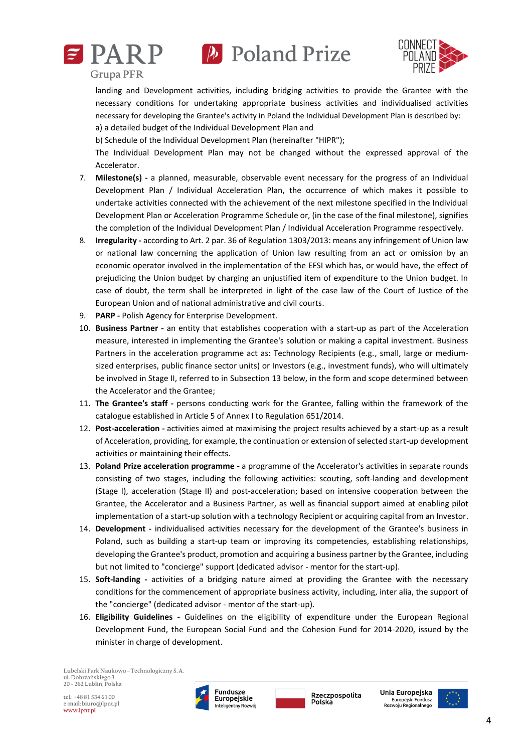landing and Development activities, including bridging activities to provide the Grantee with the necessary conditions for undertaking appropriate business activities and individualised activities necessary for developing the Grantee's activity in Poland the Individual Development Plan is described by:

a) a detailed budget of the Individual Development Plan and

b) Schedule of the Individual Development Plan (hereinafter "HIPR");

The Individual Development Plan may not be changed without the expressed approval of the Accelerator.

7. **Milestone(s) -** a planned, measurable, observable event necessary for the progress of an Individual Development Plan / Individual Acceleration Plan, the occurrence of which makes it possible to undertake activities connected with the achievement of the next milestone specified in the Individual Development Plan or Acceleration Programme Schedule or, (in the case of the final milestone), signifies the completion of the Individual Development Plan / Individual Acceleration Programme respectively.
8. **Irregularity -** according to Art. 2 par. 36 of Regulation 1303/2013: means any infringement of Union law or national law concerning the application of Union law resulting from an act or omission by an economic operator involved in the implementation of the EFSI which has, or would have, the effect of prejudicing the Union budget by charging an unjustified item of expenditure to the Union budget. In case of doubt, the term shall be interpreted in light of the case law of the Court of Justice of the European Union and of national administrative and civil courts.
9. **PARP -** Polish Agency for Enterprise Development.
10. **Business Partner -** an entity that establishes cooperation with a start-up as part of the Acceleration measure, interested in implementing the Grantee's solution or making a capital investment. Business Partners in the acceleration programme act as: Technology Recipients (e.g., small, large or medium-sized enterprises, public finance sector units) or Investors (e.g., investment funds), who will ultimately be involved in Stage II, referred to in Subsection 13 below, in the form and scope determined between the Accelerator and the Grantee;
11. **The Grantee's staff -** persons conducting work for the Grantee, falling within the framework of the catalogue established in Article 5 of Annex I to Regulation 651/2014.
12. **Post-acceleration -** activities aimed at maximising the project results achieved by a start-up as a result of Acceleration, providing, for example, the continuation or extension of selected start-up development activities or maintaining their effects.
13. **Poland Prize acceleration programme -** a programme of the Accelerator's activities in separate rounds consisting of two stages, including the following activities: scouting, soft-landing and development (Stage I), acceleration (Stage II) and post-acceleration; based on intensive cooperation between the Grantee, the Accelerator and a Business Partner, as well as financial support aimed at enabling pilot implementation of a start-up solution with a technology Recipient or acquiring capital from an Investor.
14. **Development -** individualised activities necessary for the development of the Grantee's business in Poland, such as building a start-up team or improving its competencies, establishing relationships, developing the Grantee's product, promotion and acquiring a business partner by the Grantee, including but not limited to "concierge" support (dedicated advisor - mentor for the start-up).
15. **Soft-landing -** activities of a bridging nature aimed at providing the Grantee with the necessary conditions for the commencement of appropriate business activity, including, inter alia, the support of the "concierge" (dedicated advisor - mentor of the start-up).
16. **Eligibility Guidelines -** Guidelines on the eligibility of expenditure under the European Regional Development Fund, the European Social Fund and the Cohesion Fund for 2014-2020, issued by the minister in charge of development.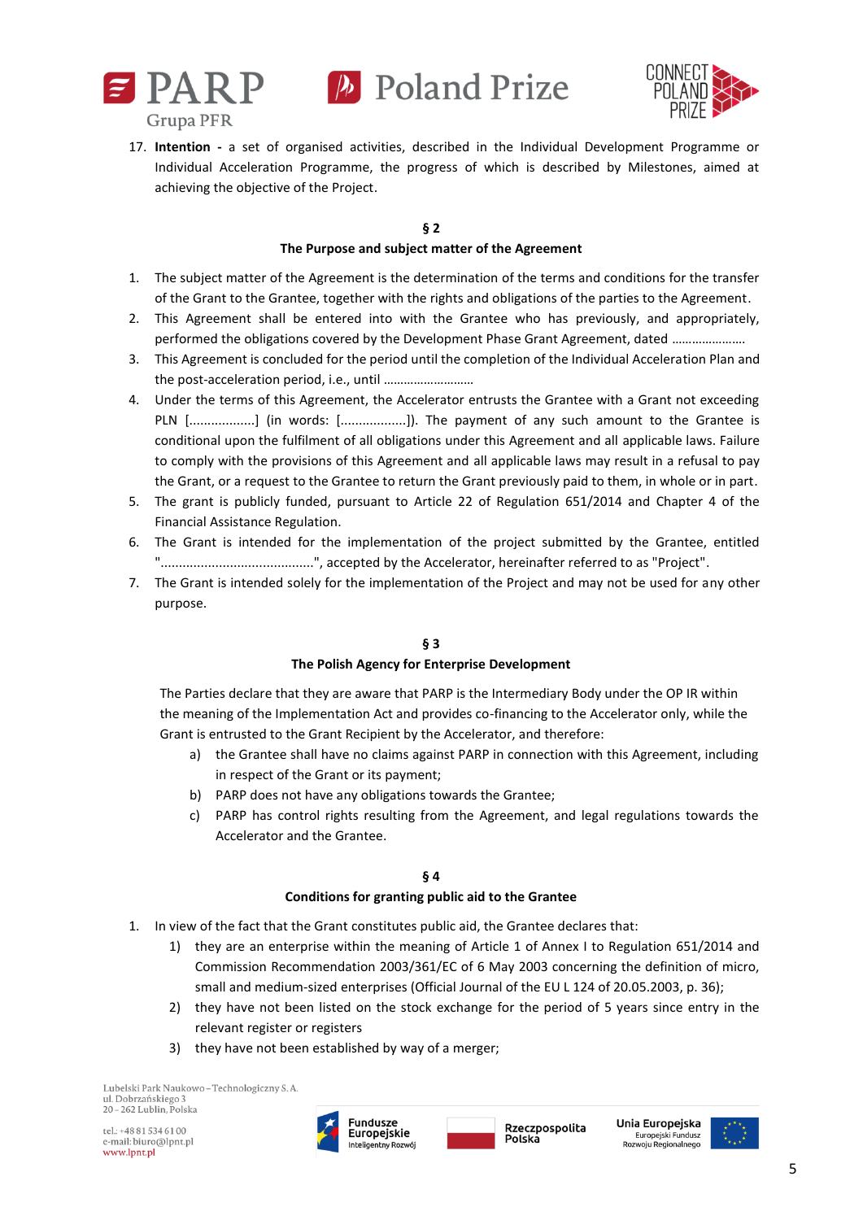17. **Intention -** a set of organised activities, described in the Individual Development Programme or Individual Acceleration Programme, the progress of which is described by Milestones, aimed at achieving the objective of the Project.

## § 2
## The Purpose and subject matter of the Agreement

1. The subject matter of the Agreement is the determination of the terms and conditions for the transfer of the Grant to the Grantee, together with the rights and obligations of the parties to the Agreement.
2. This Agreement shall be entered into with the Grantee who has previously, and appropriately, performed the obligations covered by the Development Phase Grant Agreement, dated …………………
3. This Agreement is concluded for the period until the completion of the Individual Acceleration Plan and the post-acceleration period, i.e., until ………………………
4. Under the terms of this Agreement, the Accelerator entrusts the Grantee with a Grant not exceeding PLN [..................] (in words: [..................]). The payment of any such amount to the Grantee is conditional upon the fulfilment of all obligations under this Agreement and all applicable laws. Failure to comply with the provisions of this Agreement and all applicable laws may result in a refusal to pay the Grant, or a request to the Grantee to return the Grant previously paid to them, in whole or in part.
5. The grant is publicly funded, pursuant to Article 22 of Regulation 651/2014 and Chapter 4 of the Financial Assistance Regulation.
6. The Grant is intended for the implementation of the project submitted by the Grantee, entitled "..........................................", accepted by the Accelerator, hereinafter referred to as "Project".
7. The Grant is intended solely for the implementation of the Project and may not be used for any other purpose.

## § 3
## The Polish Agency for Enterprise Development

The Parties declare that they are aware that PARP is the Intermediary Body under the OP IR within the meaning of the Implementation Act and provides co-financing to the Accelerator only, while the Grant is entrusted to the Grant Recipient by the Accelerator, and therefore:

a) the Grantee shall have no claims against PARP in connection with this Agreement, including in respect of the Grant or its payment;
b) PARP does not have any obligations towards the Grantee;
c) PARP has control rights resulting from the Agreement, and legal regulations towards the Accelerator and the Grantee.

## § 4
## Conditions for granting public aid to the Grantee

1. In view of the fact that the Grant constitutes public aid, the Grantee declares that:
   1) they are an enterprise within the meaning of Article 1 of Annex I to Regulation 651/2014 and Commission Recommendation 2003/361/EC of 6 May 2003 concerning the definition of micro, small and medium-sized enterprises (Official Journal of the EU L 124 of 20.05.2003, p. 36);
   2) they have not been listed on the stock exchange for the period of 5 years since entry in the relevant register or registers
   3) they have not been established by way of a merger;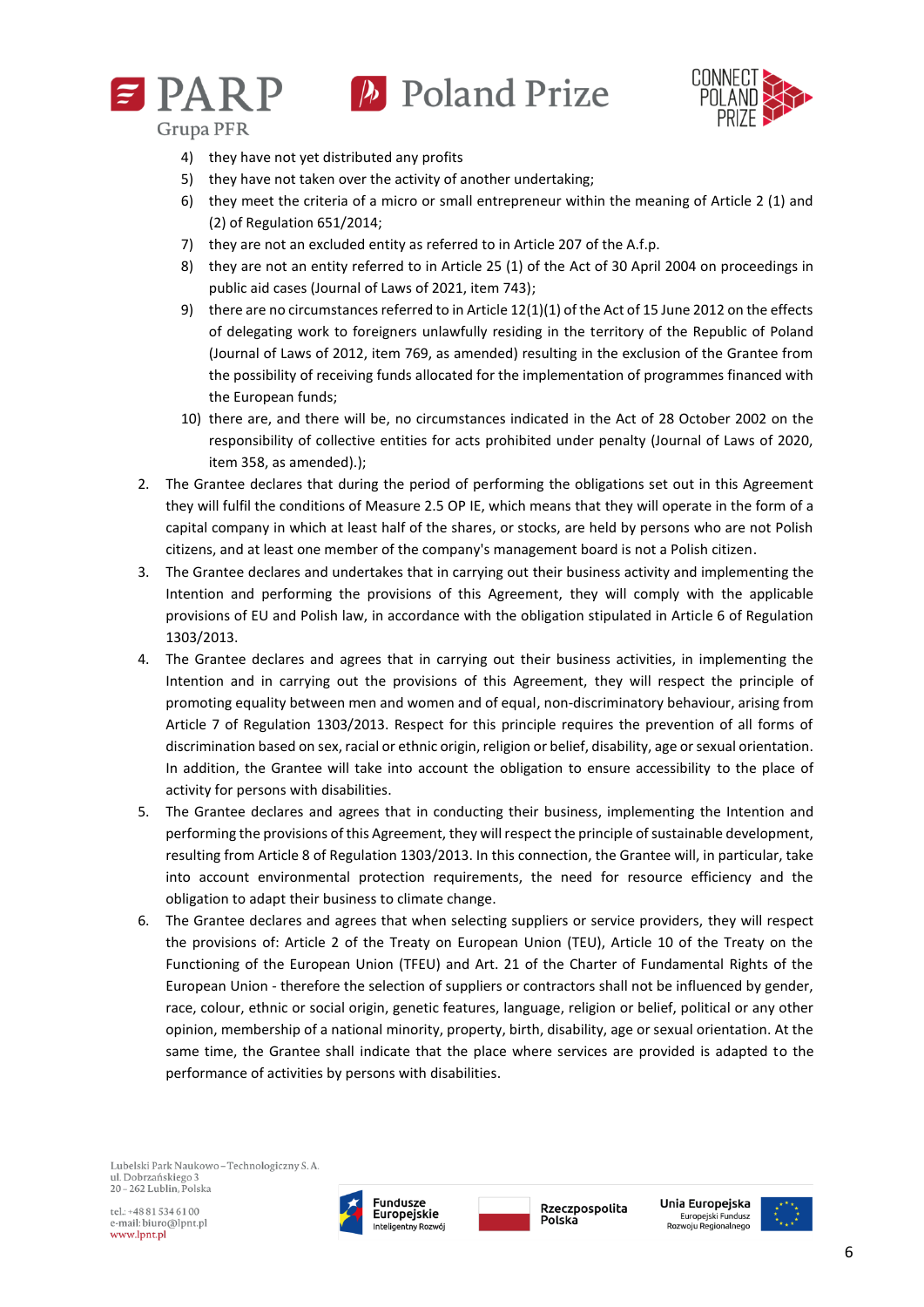4) they have not yet distributed any profits
5) they have not taken over the activity of another undertaking;
6) they meet the criteria of a micro or small entrepreneur within the meaning of Article 2 (1) and (2) of Regulation 651/2014;
7) they are not an excluded entity as referred to in Article 207 of the A.f.p.
8) they are not an entity referred to in Article 25 (1) of the Act of 30 April 2004 on proceedings in public aid cases (Journal of Laws of 2021, item 743);
9) there are no circumstances referred to in Article 12(1)(1) of the Act of 15 June 2012 on the effects of delegating work to foreigners unlawfully residing in the territory of the Republic of Poland (Journal of Laws of 2012, item 769, as amended) resulting in the exclusion of the Grantee from the possibility of receiving funds allocated for the implementation of programmes financed with the European funds;
10) there are, and there will be, no circumstances indicated in the Act of 28 October 2002 on the responsibility of collective entities for acts prohibited under penalty (Journal of Laws of 2020, item 358, as amended).);

2. The Grantee declares that during the period of performing the obligations set out in this Agreement they will fulfil the conditions of Measure 2.5 OP IE, which means that they will operate in the form of a capital company in which at least half of the shares, or stocks, are held by persons who are not Polish citizens, and at least one member of the company's management board is not a Polish citizen.
3. The Grantee declares and undertakes that in carrying out their business activity and implementing the Intention and performing the provisions of this Agreement, they will comply with the applicable provisions of EU and Polish law, in accordance with the obligation stipulated in Article 6 of Regulation 1303/2013.
4. The Grantee declares and agrees that in carrying out their business activities, in implementing the Intention and in carrying out the provisions of this Agreement, they will respect the principle of promoting equality between men and women and of equal, non-discriminatory behaviour, arising from Article 7 of Regulation 1303/2013. Respect for this principle requires the prevention of all forms of discrimination based on sex, racial or ethnic origin, religion or belief, disability, age or sexual orientation. In addition, the Grantee will take into account the obligation to ensure accessibility to the place of activity for persons with disabilities.
5. The Grantee declares and agrees that in conducting their business, implementing the Intention and performing the provisions of this Agreement, they will respect the principle of sustainable development, resulting from Article 8 of Regulation 1303/2013. In this connection, the Grantee will, in particular, take into account environmental protection requirements, the need for resource efficiency and the obligation to adapt their business to climate change.
6. The Grantee declares and agrees that when selecting suppliers or service providers, they will respect the provisions of: Article 2 of the Treaty on European Union (TEU), Article 10 of the Treaty on the Functioning of the European Union (TFEU) and Art. 21 of the Charter of Fundamental Rights of the European Union - therefore the selection of suppliers or contractors shall not be influenced by gender, race, colour, ethnic or social origin, genetic features, language, religion or belief, political or any other opinion, membership of a national minority, property, birth, disability, age or sexual orientation. At the same time, the Grantee shall indicate that the place where services are provided is adapted to the performance of activities by persons with disabilities.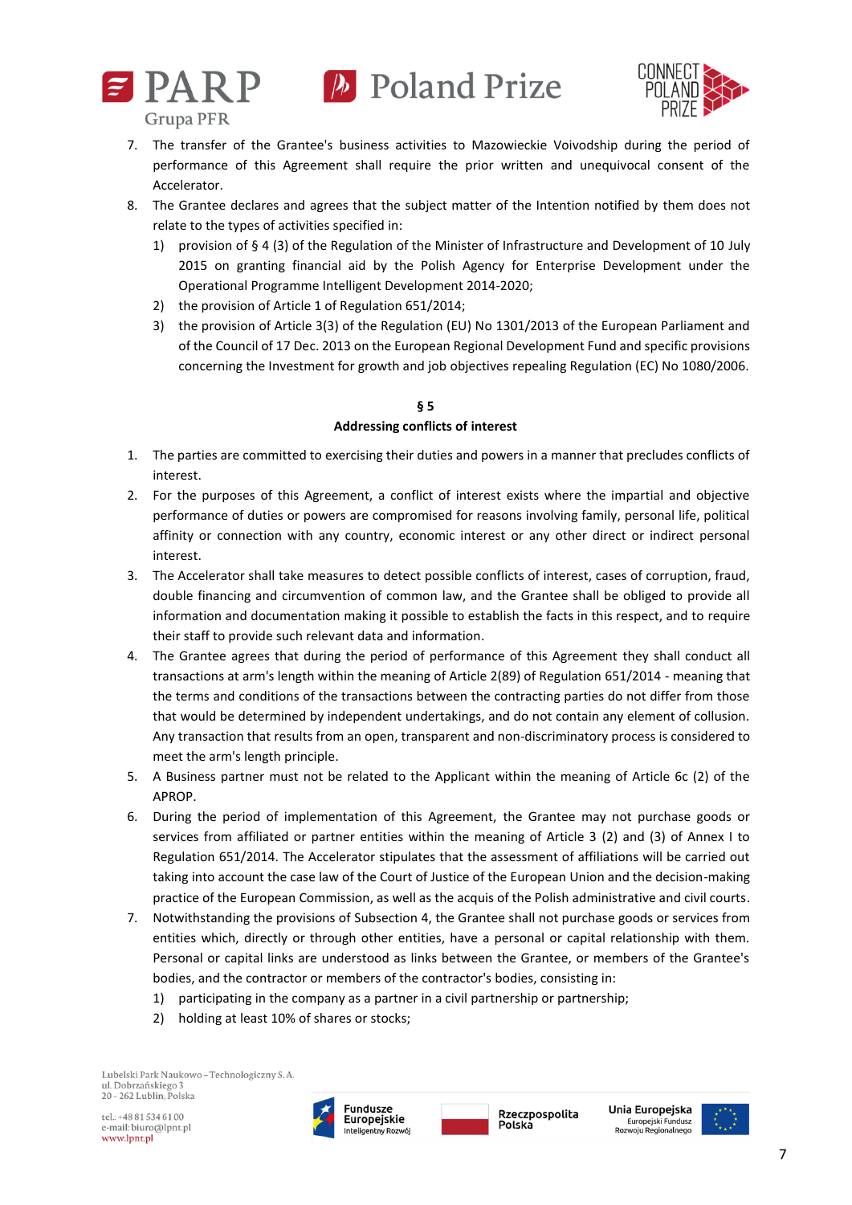7. The transfer of the Grantee's business activities to Mazowieckie Voivodship during the period of performance of this Agreement shall require the prior written and unequivocal consent of the Accelerator.
8. The Grantee declares and agrees that the subject matter of the Intention notified by them does not relate to the types of activities specified in:
   1) provision of § 4 (3) of the Regulation of the Minister of Infrastructure and Development of 10 July 2015 on granting financial aid by the Polish Agency for Enterprise Development under the Operational Programme Intelligent Development 2014-2020;
   2) the provision of Article 1 of Regulation 651/2014;
   3) the provision of Article 3(3) of the Regulation (EU) No 1301/2013 of the European Parliament and of the Council of 17 Dec. 2013 on the European Regional Development Fund and specific provisions concerning the Investment for growth and job objectives repealing Regulation (EC) No 1080/2006.

**§ 5**

**Addressing conflicts of interest**

1. The parties are committed to exercising their duties and powers in a manner that precludes conflicts of interest.
2. For the purposes of this Agreement, a conflict of interest exists where the impartial and objective performance of duties or powers are compromised for reasons involving family, personal life, political affinity or connection with any country, economic interest or any other direct or indirect personal interest.
3. The Accelerator shall take measures to detect possible conflicts of interest, cases of corruption, fraud, double financing and circumvention of common law, and the Grantee shall be obliged to provide all information and documentation making it possible to establish the facts in this respect, and to require their staff to provide such relevant data and information.
4. The Grantee agrees that during the period of performance of this Agreement they shall conduct all transactions at arm's length within the meaning of Article 2(89) of Regulation 651/2014 - meaning that the terms and conditions of the transactions between the contracting parties do not differ from those that would be determined by independent undertakings, and do not contain any element of collusion. Any transaction that results from an open, transparent and non-discriminatory process is considered to meet the arm's length principle.
5. A Business partner must not be related to the Applicant within the meaning of Article 6c (2) of the APROP.
6. During the period of implementation of this Agreement, the Grantee may not purchase goods or services from affiliated or partner entities within the meaning of Article 3 (2) and (3) of Annex I to Regulation 651/2014. The Accelerator stipulates that the assessment of affiliations will be carried out taking into account the case law of the Court of Justice of the European Union and the decision-making practice of the European Commission, as well as the acquis of the Polish administrative and civil courts.
7. Notwithstanding the provisions of Subsection 4, the Grantee shall not purchase goods or services from entities which, directly or through other entities, have a personal or capital relationship with them. Personal or capital links are understood as links between the Grantee, or members of the Grantee's bodies, and the contractor or members of the contractor's bodies, consisting in:
   1) participating in the company as a partner in a civil partnership or partnership;
   2) holding at least 10% of shares or stocks;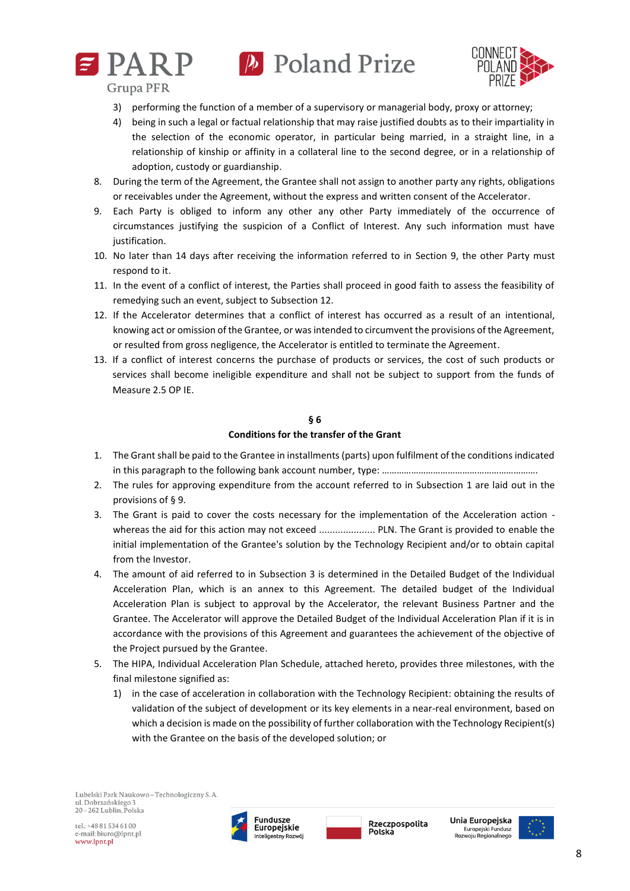3) performing the function of a member of a supervisory or managerial body, proxy or attorney;
4) being in such a legal or factual relationship that may raise justified doubts as to their impartiality in the selection of the economic operator, in particular being married, in a straight line, in a relationship of kinship or affinity in a collateral line to the second degree, or in a relationship of adoption, custody or guardianship.

8. During the term of the Agreement, the Grantee shall not assign to another party any rights, obligations or receivables under the Agreement, without the express and written consent of the Accelerator.
9. Each Party is obliged to inform any other any other Party immediately of the occurrence of circumstances justifying the suspicion of a Conflict of Interest. Any such information must have justification.
10. No later than 14 days after receiving the information referred to in Section 9, the other Party must respond to it.
11. In the event of a conflict of interest, the Parties shall proceed in good faith to assess the feasibility of remedying such an event, subject to Subsection 12.
12. If the Accelerator determines that a conflict of interest has occurred as a result of an intentional, knowing act or omission of the Grantee, or was intended to circumvent the provisions of the Agreement, or resulted from gross negligence, the Accelerator is entitled to terminate the Agreement.
13. If a conflict of interest concerns the purchase of products or services, the cost of such products or services shall become ineligible expenditure and shall not be subject to support from the funds of Measure 2.5 OP IE.

## § 6
## Conditions for the transfer of the Grant

1. The Grant shall be paid to the Grantee in installments (parts) upon fulfilment of the conditions indicated in this paragraph to the following bank account number, type: ………………………………………………………..
2. The rules for approving expenditure from the account referred to in Subsection 1 are laid out in the provisions of § 9.
3. The Grant is paid to cover the costs necessary for the implementation of the Acceleration action - whereas the aid for this action may not exceed ..................... PLN. The Grant is provided to enable the initial implementation of the Grantee's solution by the Technology Recipient and/or to obtain capital from the Investor.
4. The amount of aid referred to in Subsection 3 is determined in the Detailed Budget of the Individual Acceleration Plan, which is an annex to this Agreement. The detailed budget of the Individual Acceleration Plan is subject to approval by the Accelerator, the relevant Business Partner and the Grantee. The Accelerator will approve the Detailed Budget of the Individual Acceleration Plan if it is in accordance with the provisions of this Agreement and guarantees the achievement of the objective of the Project pursued by the Grantee.
5. The HIPA, Individual Acceleration Plan Schedule, attached hereto, provides three milestones, with the final milestone signified as:
   1) in the case of acceleration in collaboration with the Technology Recipient: obtaining the results of validation of the subject of development or its key elements in a near-real environment, based on which a decision is made on the possibility of further collaboration with the Technology Recipient(s) with the Grantee on the basis of the developed solution; or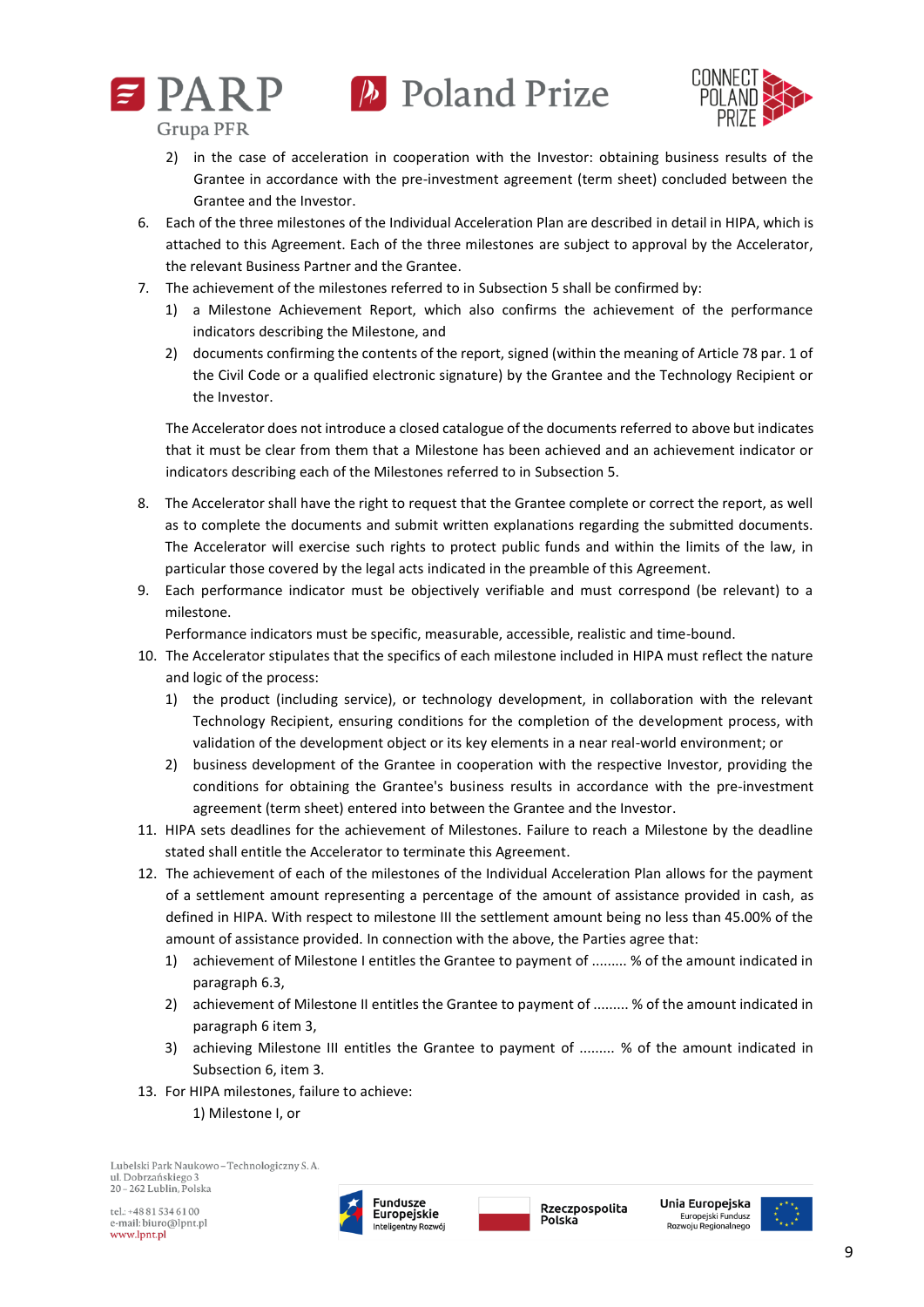2) in the case of acceleration in cooperation with the Investor: obtaining business results of the Grantee in accordance with the pre-investment agreement (term sheet) concluded between the Grantee and the Investor.

6. Each of the three milestones of the Individual Acceleration Plan are described in detail in HIPA, which is attached to this Agreement. Each of the three milestones are subject to approval by the Accelerator, the relevant Business Partner and the Grantee.
7. The achievement of the milestones referred to in Subsection 5 shall be confirmed by:
   1) a Milestone Achievement Report, which also confirms the achievement of the performance indicators describing the Milestone, and
   2) documents confirming the contents of the report, signed (within the meaning of Article 78 par. 1 of the Civil Code or a qualified electronic signature) by the Grantee and the Technology Recipient or the Investor.

   The Accelerator does not introduce a closed catalogue of the documents referred to above but indicates that it must be clear from them that a Milestone has been achieved and an achievement indicator or indicators describing each of the Milestones referred to in Subsection 5.

8. The Accelerator shall have the right to request that the Grantee complete or correct the report, as well as to complete the documents and submit written explanations regarding the submitted documents. The Accelerator will exercise such rights to protect public funds and within the limits of the law, in particular those covered by the legal acts indicated in the preamble of this Agreement.
9. Each performance indicator must be objectively verifiable and must correspond (be relevant) to a milestone.
   Performance indicators must be specific, measurable, accessible, realistic and time-bound.
10. The Accelerator stipulates that the specifics of each milestone included in HIPA must reflect the nature and logic of the process:
    1) the product (including service), or technology development, in collaboration with the relevant Technology Recipient, ensuring conditions for the completion of the development process, with validation of the development object or its key elements in a near real-world environment; or
    2) business development of the Grantee in cooperation with the respective Investor, providing the conditions for obtaining the Grantee's business results in accordance with the pre-investment agreement (term sheet) entered into between the Grantee and the Investor.
11. HIPA sets deadlines for the achievement of Milestones. Failure to reach a Milestone by the deadline stated shall entitle the Accelerator to terminate this Agreement.
12. The achievement of each of the milestones of the Individual Acceleration Plan allows for the payment of a settlement amount representing a percentage of the amount of assistance provided in cash, as defined in HIPA. With respect to milestone III the settlement amount being no less than 45.00% of the amount of assistance provided. In connection with the above, the Parties agree that:
    1) achievement of Milestone I entitles the Grantee to payment of ......... % of the amount indicated in paragraph 6.3,
    2) achievement of Milestone II entitles the Grantee to payment of ......... % of the amount indicated in paragraph 6 item 3,
    3) achieving Milestone III entitles the Grantee to payment of ......... % of the amount indicated in Subsection 6, item 3.
13. For HIPA milestones, failure to achieve:
    1) Milestone I, or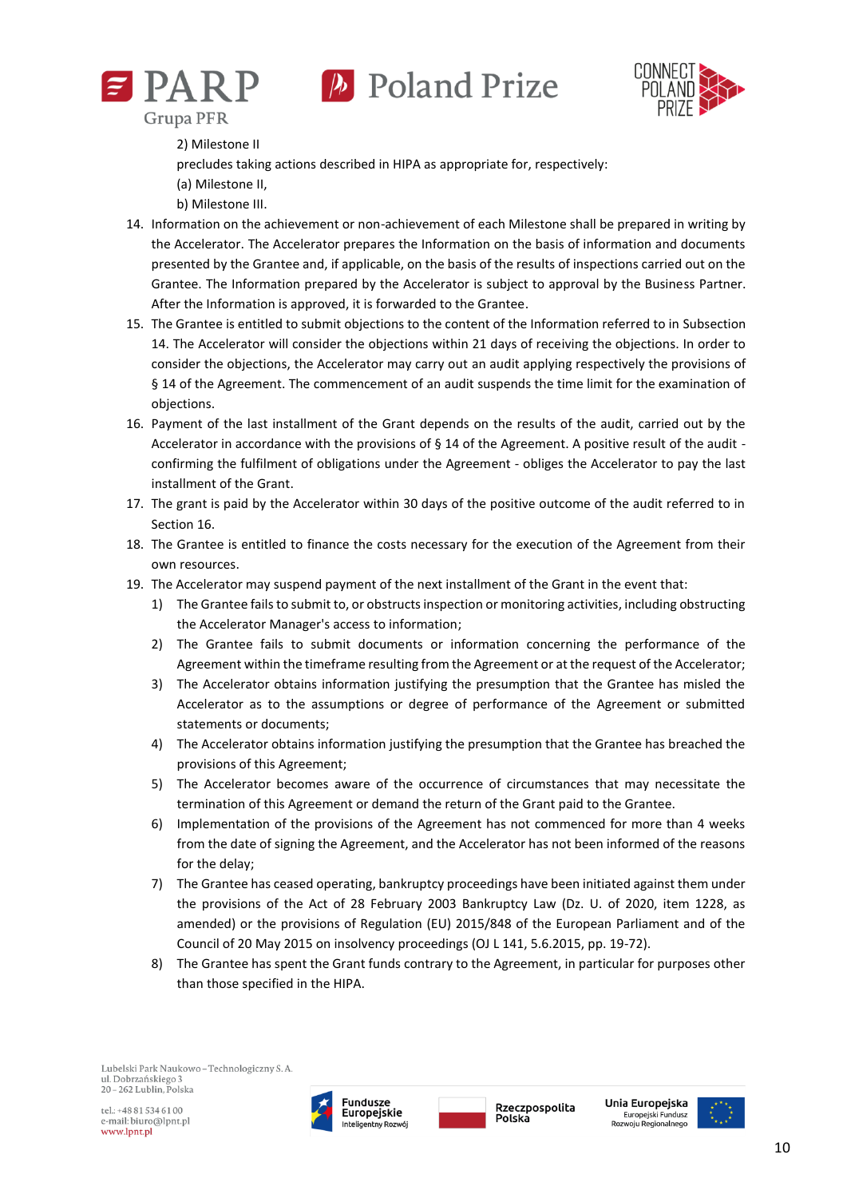2) Milestone II

precludes taking actions described in HIPA as appropriate for, respectively:

(a) Milestone II,

b) Milestone III.

14. Information on the achievement or non-achievement of each Milestone shall be prepared in writing by the Accelerator. The Accelerator prepares the Information on the basis of information and documents presented by the Grantee and, if applicable, on the basis of the results of inspections carried out on the Grantee. The Information prepared by the Accelerator is subject to approval by the Business Partner. After the Information is approved, it is forwarded to the Grantee.
15. The Grantee is entitled to submit objections to the content of the Information referred to in Subsection 14. The Accelerator will consider the objections within 21 days of receiving the objections. In order to consider the objections, the Accelerator may carry out an audit applying respectively the provisions of § 14 of the Agreement. The commencement of an audit suspends the time limit for the examination of objections.
16. Payment of the last installment of the Grant depends on the results of the audit, carried out by the Accelerator in accordance with the provisions of § 14 of the Agreement. A positive result of the audit - confirming the fulfilment of obligations under the Agreement - obliges the Accelerator to pay the last installment of the Grant.
17. The grant is paid by the Accelerator within 30 days of the positive outcome of the audit referred to in Section 16.
18. The Grantee is entitled to finance the costs necessary for the execution of the Agreement from their own resources.
19. The Accelerator may suspend payment of the next installment of the Grant in the event that:
    1) The Grantee fails to submit to, or obstructs inspection or monitoring activities, including obstructing the Accelerator Manager's access to information;
    2) The Grantee fails to submit documents or information concerning the performance of the Agreement within the timeframe resulting from the Agreement or at the request of the Accelerator;
    3) The Accelerator obtains information justifying the presumption that the Grantee has misled the Accelerator as to the assumptions or degree of performance of the Agreement or submitted statements or documents;
    4) The Accelerator obtains information justifying the presumption that the Grantee has breached the provisions of this Agreement;
    5) The Accelerator becomes aware of the occurrence of circumstances that may necessitate the termination of this Agreement or demand the return of the Grant paid to the Grantee.
    6) Implementation of the provisions of the Agreement has not commenced for more than 4 weeks from the date of signing the Agreement, and the Accelerator has not been informed of the reasons for the delay;
    7) The Grantee has ceased operating, bankruptcy proceedings have been initiated against them under the provisions of the Act of 28 February 2003 Bankruptcy Law (Dz. U. of 2020, item 1228, as amended) or the provisions of Regulation (EU) 2015/848 of the European Parliament and of the Council of 20 May 2015 on insolvency proceedings (OJ L 141, 5.6.2015, pp. 19-72).
    8) The Grantee has spent the Grant funds contrary to the Agreement, in particular for purposes other than those specified in the HIPA.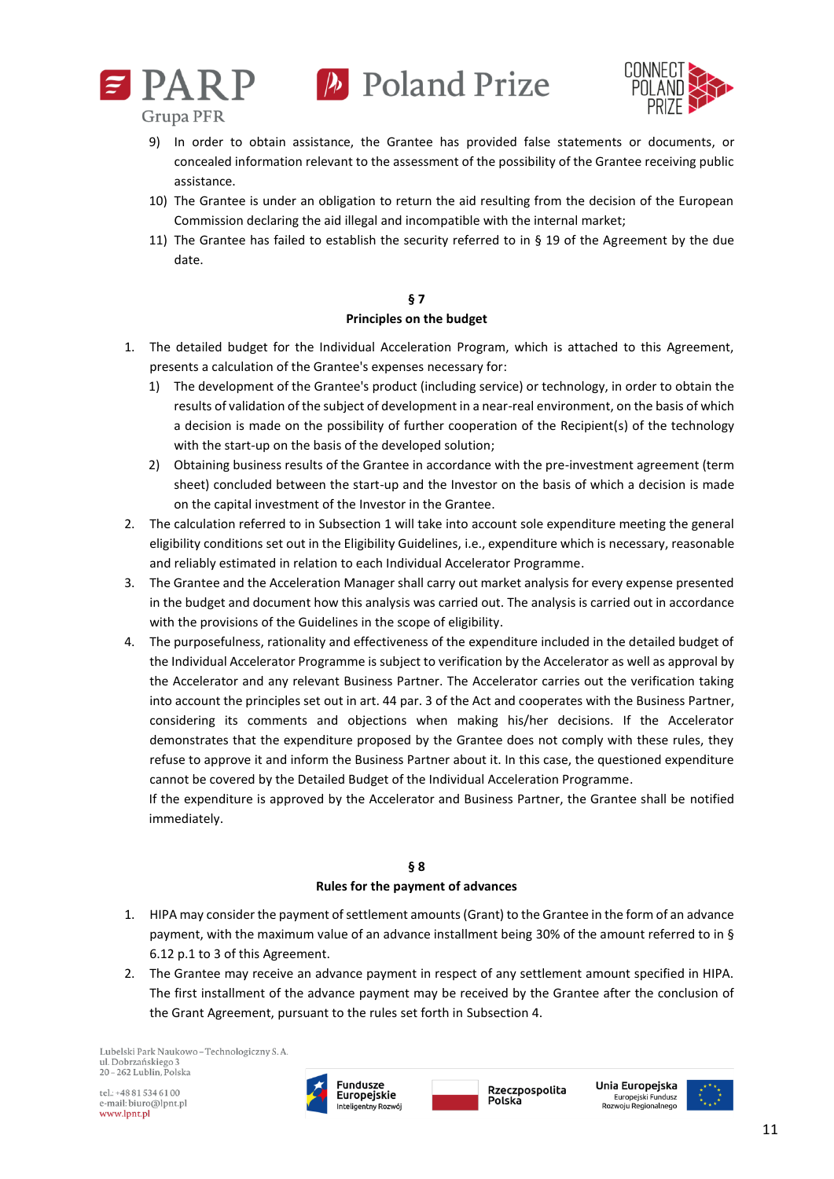9) In order to obtain assistance, the Grantee has provided false statements or documents, or concealed information relevant to the assessment of the possibility of the Grantee receiving public assistance.
10) The Grantee is under an obligation to return the aid resulting from the decision of the European Commission declaring the aid illegal and incompatible with the internal market;
11) The Grantee has failed to establish the security referred to in § 19 of the Agreement by the due date.

**§ 7**

**Principles on the budget**

1. The detailed budget for the Individual Acceleration Program, which is attached to this Agreement, presents a calculation of the Grantee's expenses necessary for:
   1) The development of the Grantee's product (including service) or technology, in order to obtain the results of validation of the subject of development in a near-real environment, on the basis of which a decision is made on the possibility of further cooperation of the Recipient(s) of the technology with the start-up on the basis of the developed solution;
   2) Obtaining business results of the Grantee in accordance with the pre-investment agreement (term sheet) concluded between the start-up and the Investor on the basis of which a decision is made on the capital investment of the Investor in the Grantee.
2. The calculation referred to in Subsection 1 will take into account sole expenditure meeting the general eligibility conditions set out in the Eligibility Guidelines, i.e., expenditure which is necessary, reasonable and reliably estimated in relation to each Individual Accelerator Programme.
3. The Grantee and the Acceleration Manager shall carry out market analysis for every expense presented in the budget and document how this analysis was carried out. The analysis is carried out in accordance with the provisions of the Guidelines in the scope of eligibility.
4. The purposefulness, rationality and effectiveness of the expenditure included in the detailed budget of the Individual Accelerator Programme is subject to verification by the Accelerator as well as approval by the Accelerator and any relevant Business Partner. The Accelerator carries out the verification taking into account the principles set out in art. 44 par. 3 of the Act and cooperates with the Business Partner, considering its comments and objections when making his/her decisions. If the Accelerator demonstrates that the expenditure proposed by the Grantee does not comply with these rules, they refuse to approve it and inform the Business Partner about it. In this case, the questioned expenditure cannot be covered by the Detailed Budget of the Individual Acceleration Programme.
   If the expenditure is approved by the Accelerator and Business Partner, the Grantee shall be notified immediately.

**§ 8**

**Rules for the payment of advances**

1. HIPA may consider the payment of settlement amounts (Grant) to the Grantee in the form of an advance payment, with the maximum value of an advance installment being 30% of the amount referred to in § 6.12 p.1 to 3 of this Agreement.
2. The Grantee may receive an advance payment in respect of any settlement amount specified in HIPA. The first installment of the advance payment may be received by the Grantee after the conclusion of the Grant Agreement, pursuant to the rules set forth in Subsection 4.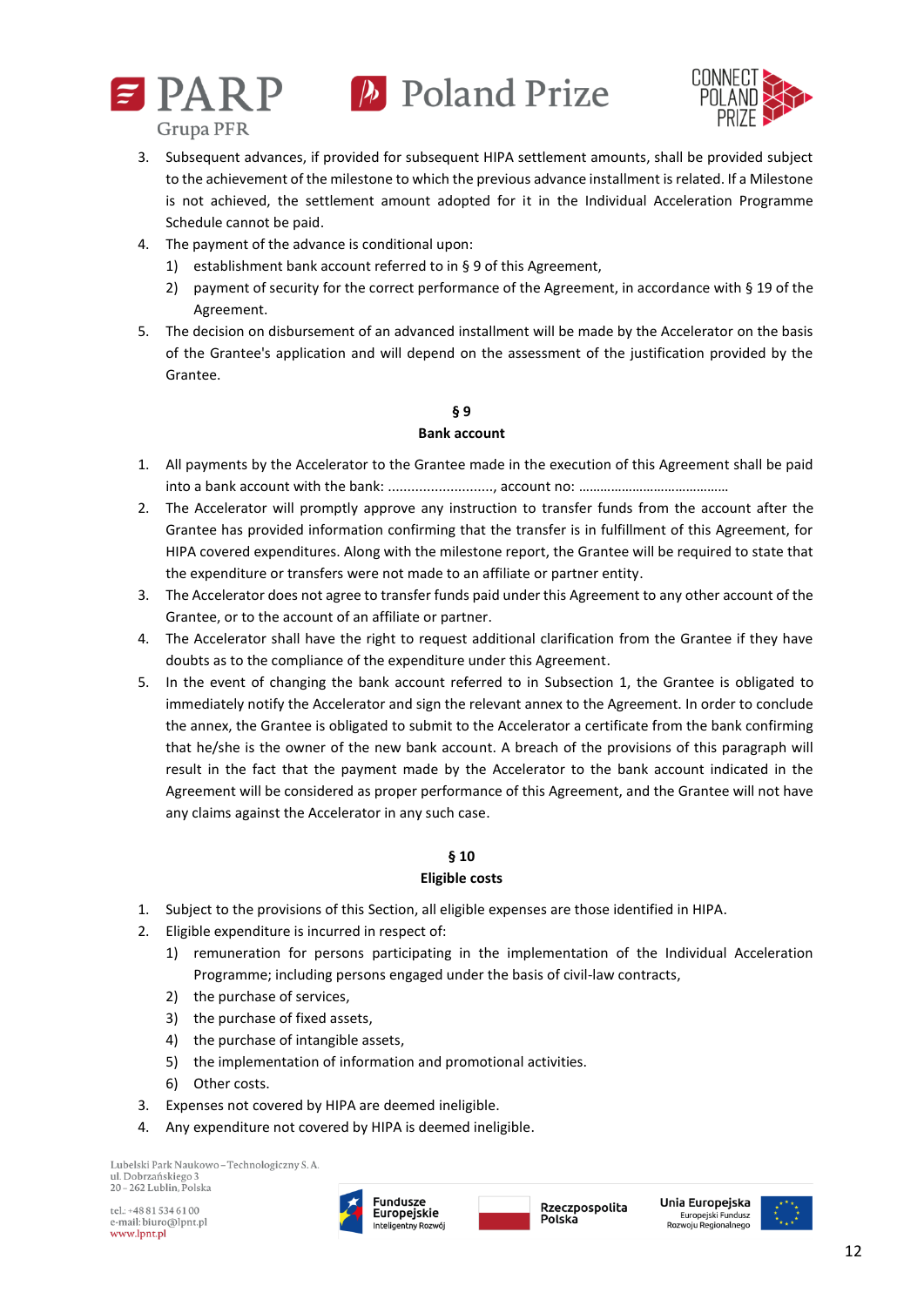3. Subsequent advances, if provided for subsequent HIPA settlement amounts, shall be provided subject to the achievement of the milestone to which the previous advance installment is related. If a Milestone is not achieved, the settlement amount adopted for it in the Individual Acceleration Programme Schedule cannot be paid.
4. The payment of the advance is conditional upon:
   1) establishment bank account referred to in § 9 of this Agreement,
   2) payment of security for the correct performance of the Agreement, in accordance with § 19 of the Agreement.
5. The decision on disbursement of an advanced installment will be made by the Accelerator on the basis of the Grantee's application and will depend on the assessment of the justification provided by the Grantee.

## § 9
## Bank account

1. All payments by the Accelerator to the Grantee made in the execution of this Agreement shall be paid into a bank account with the bank: .........................., account no: ……………………………………
2. The Accelerator will promptly approve any instruction to transfer funds from the account after the Grantee has provided information confirming that the transfer is in fulfillment of this Agreement, for HIPA covered expenditures. Along with the milestone report, the Grantee will be required to state that the expenditure or transfers were not made to an affiliate or partner entity.
3. The Accelerator does not agree to transfer funds paid under this Agreement to any other account of the Grantee, or to the account of an affiliate or partner.
4. The Accelerator shall have the right to request additional clarification from the Grantee if they have doubts as to the compliance of the expenditure under this Agreement.
5. In the event of changing the bank account referred to in Subsection 1, the Grantee is obligated to immediately notify the Accelerator and sign the relevant annex to the Agreement. In order to conclude the annex, the Grantee is obligated to submit to the Accelerator a certificate from the bank confirming that he/she is the owner of the new bank account. A breach of the provisions of this paragraph will result in the fact that the payment made by the Accelerator to the bank account indicated in the Agreement will be considered as proper performance of this Agreement, and the Grantee will not have any claims against the Accelerator in any such case.

## § 10
## Eligible costs

1. Subject to the provisions of this Section, all eligible expenses are those identified in HIPA.
2. Eligible expenditure is incurred in respect of:
   1) remuneration for persons participating in the implementation of the Individual Acceleration Programme; including persons engaged under the basis of civil-law contracts,
   2) the purchase of services,
   3) the purchase of fixed assets,
   4) the purchase of intangible assets,
   5) the implementation of information and promotional activities.
   6) Other costs.
3. Expenses not covered by HIPA are deemed ineligible.
4. Any expenditure not covered by HIPA is deemed ineligible.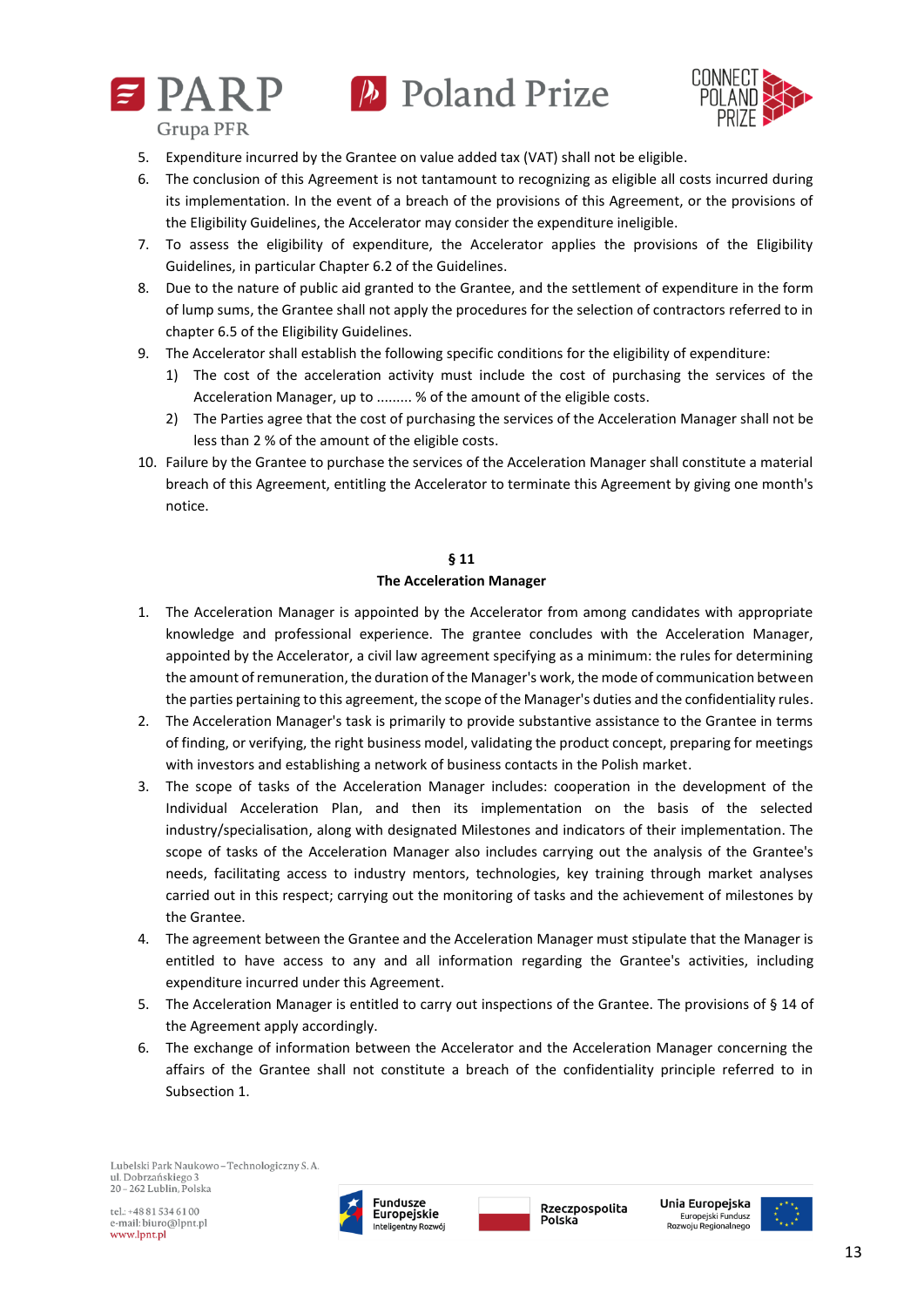5. Expenditure incurred by the Grantee on value added tax (VAT) shall not be eligible.
6. The conclusion of this Agreement is not tantamount to recognizing as eligible all costs incurred during its implementation. In the event of a breach of the provisions of this Agreement, or the provisions of the Eligibility Guidelines, the Accelerator may consider the expenditure ineligible.
7. To assess the eligibility of expenditure, the Accelerator applies the provisions of the Eligibility Guidelines, in particular Chapter 6.2 of the Guidelines.
8. Due to the nature of public aid granted to the Grantee, and the settlement of expenditure in the form of lump sums, the Grantee shall not apply the procedures for the selection of contractors referred to in chapter 6.5 of the Eligibility Guidelines.
9. The Accelerator shall establish the following specific conditions for the eligibility of expenditure:
   1) The cost of the acceleration activity must include the cost of purchasing the services of the Acceleration Manager, up to ......... % of the amount of the eligible costs.
   2) The Parties agree that the cost of purchasing the services of the Acceleration Manager shall not be less than 2 % of the amount of the eligible costs.
10. Failure by the Grantee to purchase the services of the Acceleration Manager shall constitute a material breach of this Agreement, entitling the Accelerator to terminate this Agreement by giving one month's notice.

## § 11
## The Acceleration Manager

1. The Acceleration Manager is appointed by the Accelerator from among candidates with appropriate knowledge and professional experience. The grantee concludes with the Acceleration Manager, appointed by the Accelerator, a civil law agreement specifying as a minimum: the rules for determining the amount of remuneration, the duration of the Manager's work, the mode of communication between the parties pertaining to this agreement, the scope of the Manager's duties and the confidentiality rules.
2. The Acceleration Manager's task is primarily to provide substantive assistance to the Grantee in terms of finding, or verifying, the right business model, validating the product concept, preparing for meetings with investors and establishing a network of business contacts in the Polish market.
3. The scope of tasks of the Acceleration Manager includes: cooperation in the development of the Individual Acceleration Plan, and then its implementation on the basis of the selected industry/specialisation, along with designated Milestones and indicators of their implementation. The scope of tasks of the Acceleration Manager also includes carrying out the analysis of the Grantee's needs, facilitating access to industry mentors, technologies, key training through market analyses carried out in this respect; carrying out the monitoring of tasks and the achievement of milestones by the Grantee.
4. The agreement between the Grantee and the Acceleration Manager must stipulate that the Manager is entitled to have access to any and all information regarding the Grantee's activities, including expenditure incurred under this Agreement.
5. The Acceleration Manager is entitled to carry out inspections of the Grantee. The provisions of § 14 of the Agreement apply accordingly.
6. The exchange of information between the Accelerator and the Acceleration Manager concerning the affairs of the Grantee shall not constitute a breach of the confidentiality principle referred to in Subsection 1.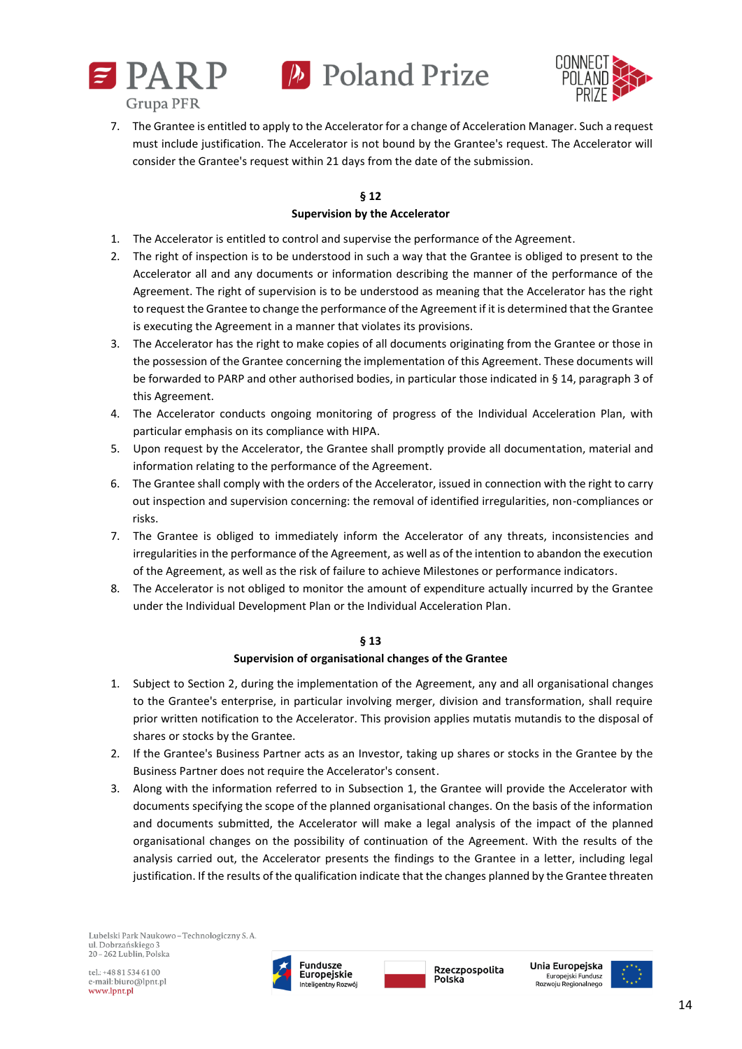7. The Grantee is entitled to apply to the Accelerator for a change of Acceleration Manager. Such a request must include justification. The Accelerator is not bound by the Grantee's request. The Accelerator will consider the Grantee's request within 21 days from the date of the submission.

**§ 12**

**Supervision by the Accelerator**

1. The Accelerator is entitled to control and supervise the performance of the Agreement.
2. The right of inspection is to be understood in such a way that the Grantee is obliged to present to the Accelerator all and any documents or information describing the manner of the performance of the Agreement. The right of supervision is to be understood as meaning that the Accelerator has the right to request the Grantee to change the performance of the Agreement if it is determined that the Grantee is executing the Agreement in a manner that violates its provisions.
3. The Accelerator has the right to make copies of all documents originating from the Grantee or those in the possession of the Grantee concerning the implementation of this Agreement. These documents will be forwarded to PARP and other authorised bodies, in particular those indicated in § 14, paragraph 3 of this Agreement.
4. The Accelerator conducts ongoing monitoring of progress of the Individual Acceleration Plan, with particular emphasis on its compliance with HIPA.
5. Upon request by the Accelerator, the Grantee shall promptly provide all documentation, material and information relating to the performance of the Agreement.
6. The Grantee shall comply with the orders of the Accelerator, issued in connection with the right to carry out inspection and supervision concerning: the removal of identified irregularities, non-compliances or risks.
7. The Grantee is obliged to immediately inform the Accelerator of any threats, inconsistencies and irregularities in the performance of the Agreement, as well as of the intention to abandon the execution of the Agreement, as well as the risk of failure to achieve Milestones or performance indicators.
8. The Accelerator is not obliged to monitor the amount of expenditure actually incurred by the Grantee under the Individual Development Plan or the Individual Acceleration Plan.

**§ 13**

**Supervision of organisational changes of the Grantee**

1. Subject to Section 2, during the implementation of the Agreement, any and all organisational changes to the Grantee's enterprise, in particular involving merger, division and transformation, shall require prior written notification to the Accelerator. This provision applies mutatis mutandis to the disposal of shares or stocks by the Grantee.
2. If the Grantee's Business Partner acts as an Investor, taking up shares or stocks in the Grantee by the Business Partner does not require the Accelerator's consent.
3. Along with the information referred to in Subsection 1, the Grantee will provide the Accelerator with documents specifying the scope of the planned organisational changes. On the basis of the information and documents submitted, the Accelerator will make a legal analysis of the impact of the planned organisational changes on the possibility of continuation of the Agreement. With the results of the analysis carried out, the Accelerator presents the findings to the Grantee in a letter, including legal justification. If the results of the qualification indicate that the changes planned by the Grantee threaten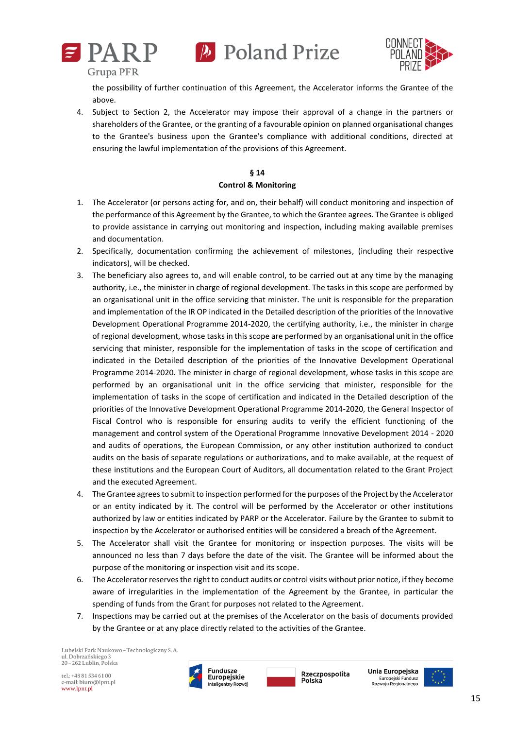the possibility of further continuation of this Agreement, the Accelerator informs the Grantee of the above.

4. Subject to Section 2, the Accelerator may impose their approval of a change in the partners or shareholders of the Grantee, or the granting of a favourable opinion on planned organisational changes to the Grantee's business upon the Grantee's compliance with additional conditions, directed at ensuring the lawful implementation of the provisions of this Agreement.

**§ 14**
**Control & Monitoring**

1. The Accelerator (or persons acting for, and on, their behalf) will conduct monitoring and inspection of the performance of this Agreement by the Grantee, to which the Grantee agrees. The Grantee is obliged to provide assistance in carrying out monitoring and inspection, including making available premises and documentation.
2. Specifically, documentation confirming the achievement of milestones, (including their respective indicators), will be checked.
3. The beneficiary also agrees to, and will enable control, to be carried out at any time by the managing authority, i.e., the minister in charge of regional development. The tasks in this scope are performed by an organisational unit in the office servicing that minister. The unit is responsible for the preparation and implementation of the IR OP indicated in the Detailed description of the priorities of the Innovative Development Operational Programme 2014-2020, the certifying authority, i.e., the minister in charge of regional development, whose tasks in this scope are performed by an organisational unit in the office servicing that minister, responsible for the implementation of tasks in the scope of certification and indicated in the Detailed description of the priorities of the Innovative Development Operational Programme 2014-2020. The minister in charge of regional development, whose tasks in this scope are performed by an organisational unit in the office servicing that minister, responsible for the implementation of tasks in the scope of certification and indicated in the Detailed description of the priorities of the Innovative Development Operational Programme 2014-2020, the General Inspector of Fiscal Control who is responsible for ensuring audits to verify the efficient functioning of the management and control system of the Operational Programme Innovative Development 2014 - 2020 and audits of operations, the European Commission, or any other institution authorized to conduct audits on the basis of separate regulations or authorizations, and to make available, at the request of these institutions and the European Court of Auditors, all documentation related to the Grant Project and the executed Agreement.
4. The Grantee agrees to submit to inspection performed for the purposes of the Project by the Accelerator or an entity indicated by it. The control will be performed by the Accelerator or other institutions authorized by law or entities indicated by PARP or the Accelerator. Failure by the Grantee to submit to inspection by the Accelerator or authorised entities will be considered a breach of the Agreement.
5. The Accelerator shall visit the Grantee for monitoring or inspection purposes. The visits will be announced no less than 7 days before the date of the visit. The Grantee will be informed about the purpose of the monitoring or inspection visit and its scope.
6. The Accelerator reserves the right to conduct audits or control visits without prior notice, if they become aware of irregularities in the implementation of the Agreement by the Grantee, in particular the spending of funds from the Grant for purposes not related to the Agreement.
7. Inspections may be carried out at the premises of the Accelerator on the basis of documents provided by the Grantee or at any place directly related to the activities of the Grantee.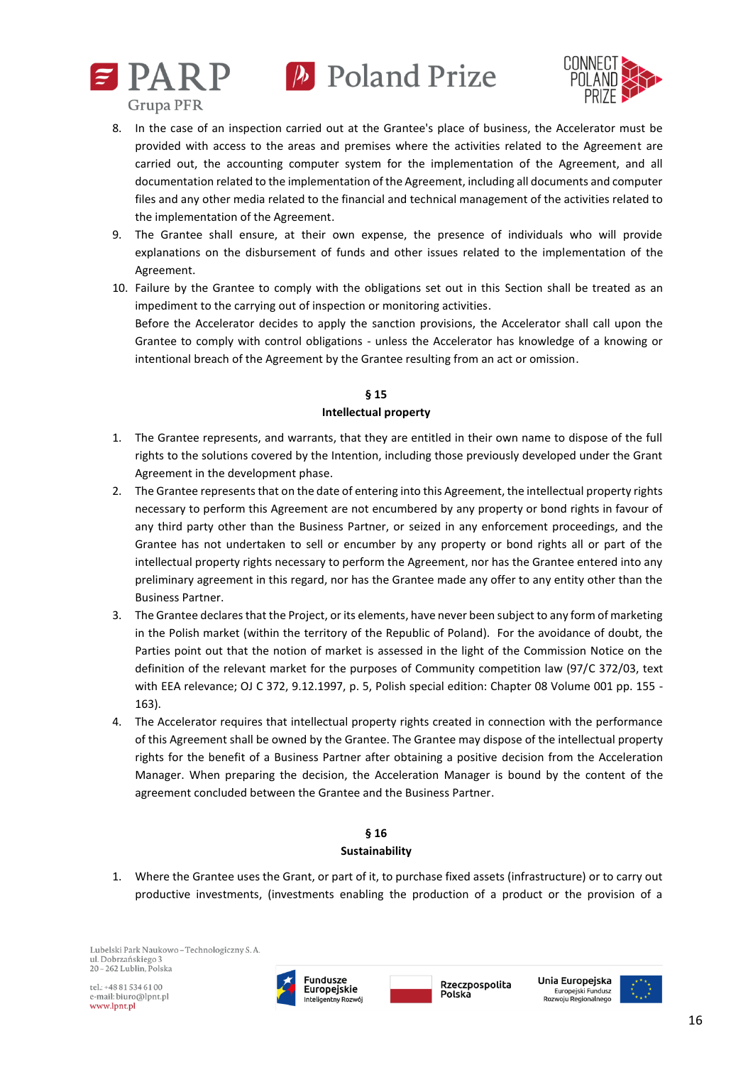8. In the case of an inspection carried out at the Grantee's place of business, the Accelerator must be provided with access to the areas and premises where the activities related to the Agreement are carried out, the accounting system for the implementation of the Agreement, and all documentation related to the implementation of the Agreement, including all documents and computer files and any other media related to the financial and technical management of the activities related to the implementation of the Agreement.
9. The Grantee shall ensure, at their own expense, the presence of individuals who will provide explanations on the disbursement of funds and other issues related to the implementation of the Agreement.
10. Failure by the Grantee to comply with the obligations set out in this Section shall be treated as an impediment to the carrying out of inspection or monitoring activities.
    Before the Accelerator decides to apply the sanction provisions, the Accelerator shall call upon the Grantee to comply with control obligations - unless the Accelerator has knowledge of a knowing or intentional breach of the Agreement by the Grantee resulting from an act or omission.

**§ 15**

**Intellectual property**

1. The Grantee represents, and warrants, that they are entitled in their own name to dispose of the full rights to the solutions covered by the Intention, including those previously developed under the Grant Agreement in the development phase.
2. The Grantee represents that on the date of entering into this Agreement, the intellectual property rights necessary to perform this Agreement are not encumbered by any property or bond rights in favour of any third party other than the Business Partner, or seized in any enforcement proceedings, and the Grantee has not undertaken to sell or encumber by any property or bond rights all or part of the intellectual property rights necessary to perform the Agreement, nor has the Grantee entered into any preliminary agreement in this regard, nor has the Grantee made any offer to any entity other than the Business Partner.
3. The Grantee declares that the Project, or its elements, have never been subject to any form of marketing in the Polish market (within the territory of the Republic of Poland). For the avoidance of doubt, the Parties point out that the notion of market is assessed in the light of the Commission Notice on the definition of the relevant market for the purposes of Community competition law (97/C 372/03, text with EEA relevance; OJ C 372, 9.12.1997, p. 5, Polish special edition: Chapter 08 Volume 001 pp. 155 - 163).
4. The Accelerator requires that intellectual property rights created in connection with the performance of this Agreement shall be owned by the Grantee. The Grantee may dispose of the intellectual property rights for the benefit of a Business Partner after obtaining a positive decision from the Acceleration Manager. When preparing the decision, the Acceleration Manager is bound by the content of the agreement concluded between the Grantee and the Business Partner.

**§ 16**

**Sustainability**

1. Where the Grantee uses the Grant, or part of it, to purchase fixed assets (infrastructure) or to carry out productive investments, (investments enabling the production of a product or the provision of a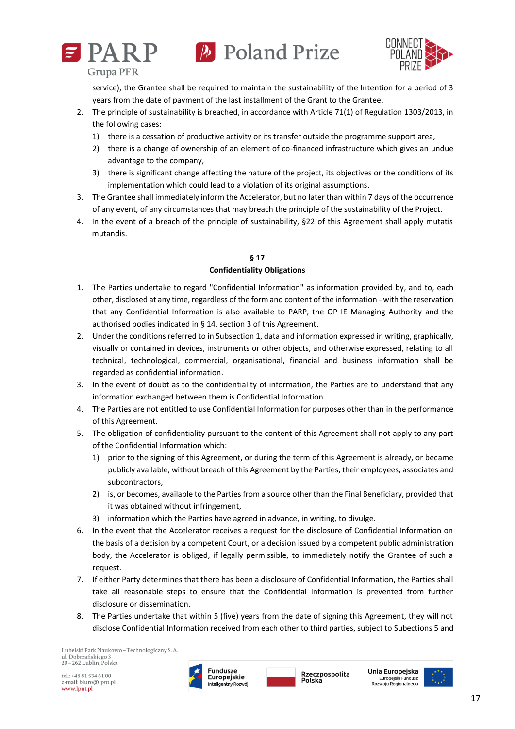service), the Grantee shall be required to maintain the sustainability of the Intention for a period of 3 years from the date of payment of the last installment of the Grant to the Grantee.

2. The principle of sustainability is breached, in accordance with Article 71(1) of Regulation 1303/2013, in the following cases:
   1) there is a cessation of productive activity or its transfer outside the programme support area,
   2) there is a change of ownership of an element of co-financed infrastructure which gives an undue advantage to the company,
   3) there is significant change affecting the nature of the project, its objectives or the conditions of its implementation which could lead to a violation of its original assumptions.
3. The Grantee shall immediately inform the Accelerator, but no later than within 7 days of the occurrence of any event, of any circumstances that may breach the principle of the sustainability of the Project.
4. In the event of a breach of the principle of sustainability, §22 of this Agreement shall apply mutatis mutandis.

**§ 17**
**Confidentiality Obligations**

1. The Parties undertake to regard "Confidential Information" as information provided by, and to, each other, disclosed at any time, regardless of the form and content of the information - with the reservation that any Confidential Information is also available to PARP, the OP IE Managing Authority and the authorised bodies indicated in § 14, section 3 of this Agreement.
2. Under the conditions referred to in Subsection 1, data and information expressed in writing, graphically, visually or contained in devices, instruments or other objects, and otherwise expressed, relating to all technical, technological, commercial, organisational, financial and business information shall be regarded as confidential information.
3. In the event of doubt as to the confidentiality of information, the Parties are to understand that any information exchanged between them is Confidential Information.
4. The Parties are not entitled to use Confidential Information for purposes other than in the performance of this Agreement.
5. The obligation of confidentiality pursuant to the content of this Agreement shall not apply to any part of the Confidential Information which:
   1) prior to the signing of this Agreement, or during the term of this Agreement is already, or became publicly available, without breach of this Agreement by the Parties, their employees, associates and subcontractors,
   2) is, or becomes, available to the Parties from a source other than the Final Beneficiary, provided that it was obtained without infringement,
   3) information which the Parties have agreed in advance, in writing, to divulge.
6. In the event that the Accelerator receives a request for the disclosure of Confidential Information on the basis of a decision by a competent Court, or a decision issued by a competent public administration body, the Accelerator is obliged, if legally permissible, to immediately notify the Grantee of such a request.
7. If either Party determines that there has been a disclosure of Confidential Information, the Parties shall take all reasonable steps to ensure that the Confidential Information is prevented from further disclosure or dissemination.
8. The Parties undertake that within 5 (five) years from the date of signing this Agreement, they will not disclose Confidential Information received from each other to third parties, subject to Subsections 5 and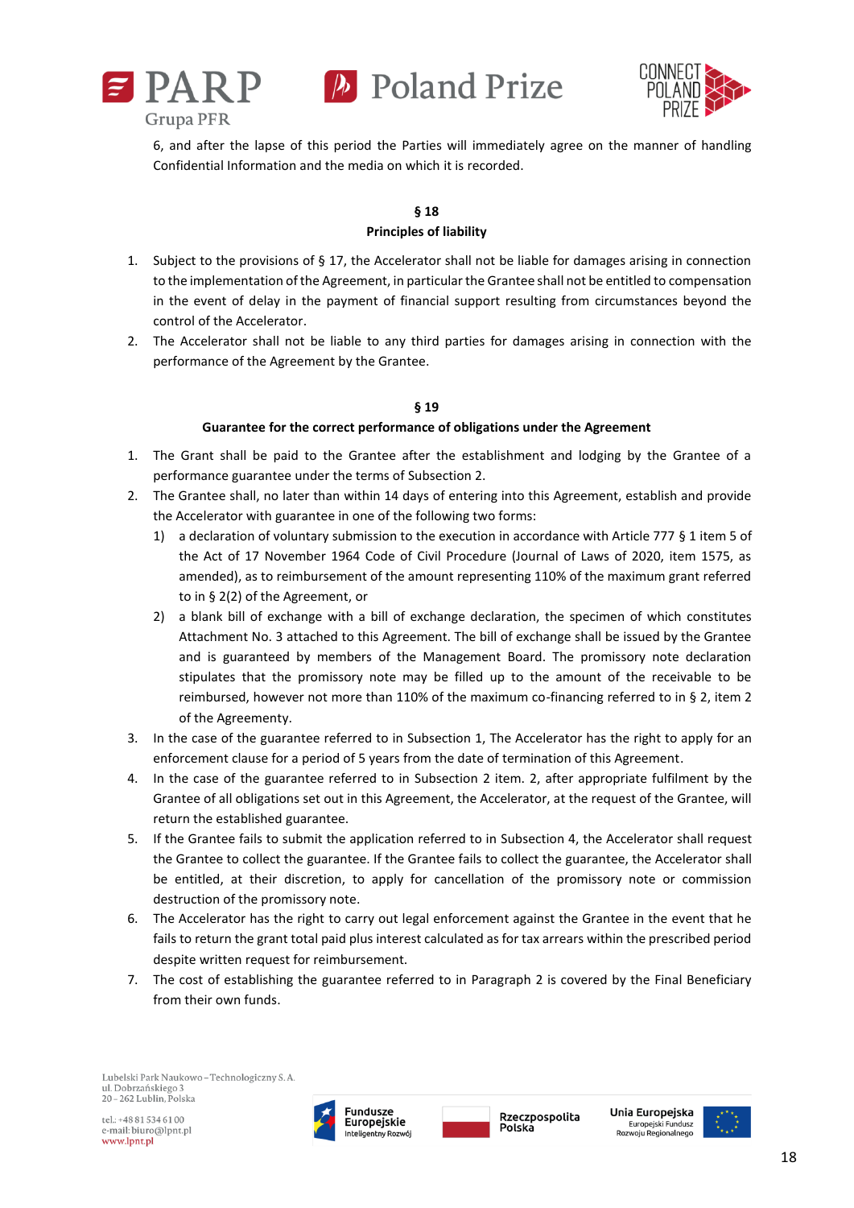6, and after the lapse of this period the Parties will immediately agree on the manner of handling Confidential Information and the media on which it is recorded.

**§ 18**

**Principles of liability**

1. Subject to the provisions of § 17, the Accelerator shall not be liable for damages arising in connection to the implementation of the Agreement, in particular the Grantee shall not be entitled to compensation in the event of delay in the payment of financial support resulting from circumstances beyond the control of the Accelerator.
2. The Accelerator shall not be liable to any third parties for damages arising in connection with the performance of the Agreement by the Grantee.

**§ 19**

**Guarantee for the correct performance of obligations under the Agreement**

1. The Grant shall be paid to the Grantee after the establishment and lodging by the Grantee of a performance guarantee under the terms of Subsection 2.
2. The Grantee shall, no later than within 14 days of entering into this Agreement, establish and provide the Accelerator with guarantee in one of the following two forms:
   1) a declaration of voluntary submission to the execution in accordance with Article 777 § 1 item 5 of the Act of 17 November 1964 Code of Civil Procedure (Journal of Laws of 2020, item 1575, as amended), as to reimbursement of the amount representing 110% of the maximum grant referred to in § 2(2) of the Agreement, or
   2) a blank bill of exchange with a bill of exchange declaration, the specimen of which constitutes Attachment No. 3 attached to this Agreement. The bill of exchange shall be issued by the Grantee and is guaranteed by members of the Management Board. The promissory note declaration stipulates that the promissory note may be filled up to the amount of the receivable to be reimbursed, however not more than 110% of the maximum co-financing referred to in § 2, item 2 of the Agreementy.
3. In the case of the guarantee referred to in Subsection 1, The Accelerator has the right to apply for an enforcement clause for a period of 5 years from the date of termination of this Agreement.
4. In the case of the guarantee referred to in Subsection 2 item. 2, after appropriate fulfilment by the Grantee of all obligations set out in this Agreement, the Accelerator, at the request of the Grantee, will return the established guarantee.
5. If the Grantee fails to submit the application referred to in Subsection 4, the Accelerator shall request the Grantee to collect the guarantee. If the Grantee fails to collect the guarantee, the Accelerator shall be entitled, at their discretion, to apply for cancellation of the promissory note or commission destruction of the promissory note.
6. The Accelerator has the right to carry out legal enforcement against the Grantee in the event that he fails to return the grant total paid plus interest calculated as for tax arrears within the prescribed period despite written request for reimbursement.
7. The cost of establishing the guarantee referred to in Paragraph 2 is covered by the Final Beneficiary from their own funds.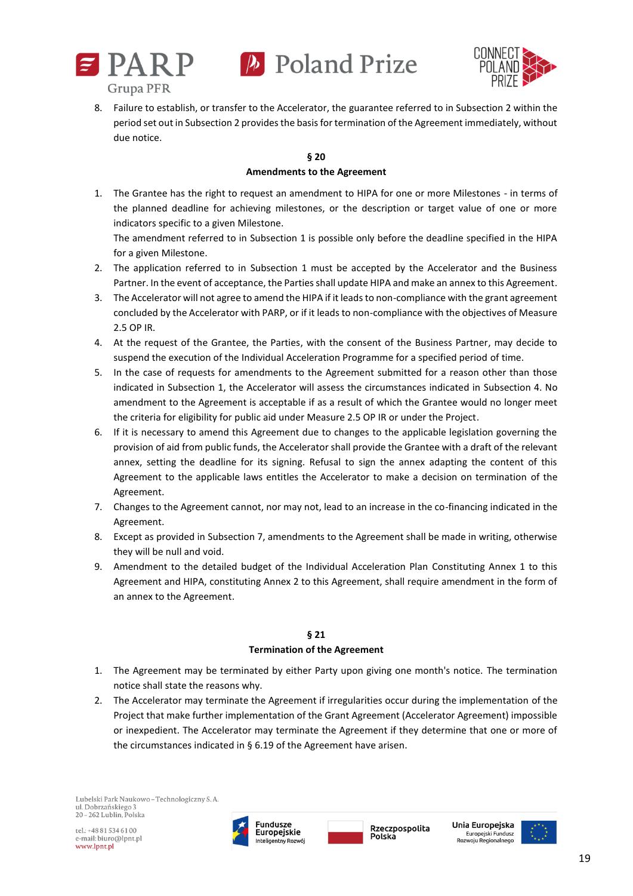8. Failure to establish, or transfer to the Accelerator, the guarantee referred to in Subsection 2 within the period set out in Subsection 2 provides the basis for termination of the Agreement immediately, without due notice.

### § 20
### Amendments to the Agreement

1. The Grantee has the right to request an amendment to HIPA for one or more Milestones - in terms of the planned deadline for achieving milestones, or the description or target value of one or more indicators specific to a given Milestone.
   The amendment referred to in Subsection 1 is possible only before the deadline specified in the HIPA for a given Milestone.
2. The application referred to in Subsection 1 must be accepted by the Accelerator and the Business Partner. In the event of acceptance, the Parties shall update HIPA and make an annex to this Agreement.
3. The Accelerator will not agree to amend the HIPA if it leads to non-compliance with the grant agreement concluded by the Accelerator with PARP, or if it leads to non-compliance with the objectives of Measure 2.5 OP IR.
4. At the request of the Grantee, the Parties, with the consent of the Business Partner, may decide to suspend the execution of the Individual Acceleration Programme for a specified period of time.
5. In the case of requests for amendments to the Agreement submitted for a reason other than those indicated in Subsection 1, the Accelerator will assess the circumstances indicated in Subsection 4. No amendment to the Agreement is acceptable if as a result of which the Grantee would no longer meet the criteria for eligibility for public aid under Measure 2.5 OP IR or under the Project.
6. If it is necessary to amend this Agreement due to changes to the applicable legislation governing the provision of aid from public funds, the Accelerator shall provide the Grantee with a draft of the relevant annex, setting the deadline for its signing. Refusal to sign the annex adapting the content of this Agreement to the applicable laws entitles the Accelerator to make a decision on termination of the Agreement.
7. Changes to the Agreement cannot, nor may not, lead to an increase in the co-financing indicated in the Agreement.
8. Except as provided in Subsection 7, amendments to the Agreement shall be made in writing, otherwise they will be null and void.
9. Amendment to the detailed budget of the Individual Acceleration Plan Constituting Annex 1 to this Agreement and HIPA, constituting Annex 2 to this Agreement, shall require amendment in the form of an annex to the Agreement.

### § 21
### Termination of the Agreement

1. The Agreement may be terminated by either Party upon giving one month's notice. The termination notice shall state the reasons why.
2. The Accelerator may terminate the Agreement if irregularities occur during the implementation of the Project that make further implementation of the Grant Agreement (Accelerator Agreement) impossible or inexpedient. The Accelerator may terminate the Agreement if they determine that one or more of the circumstances indicated in § 6.19 of the Agreement have arisen.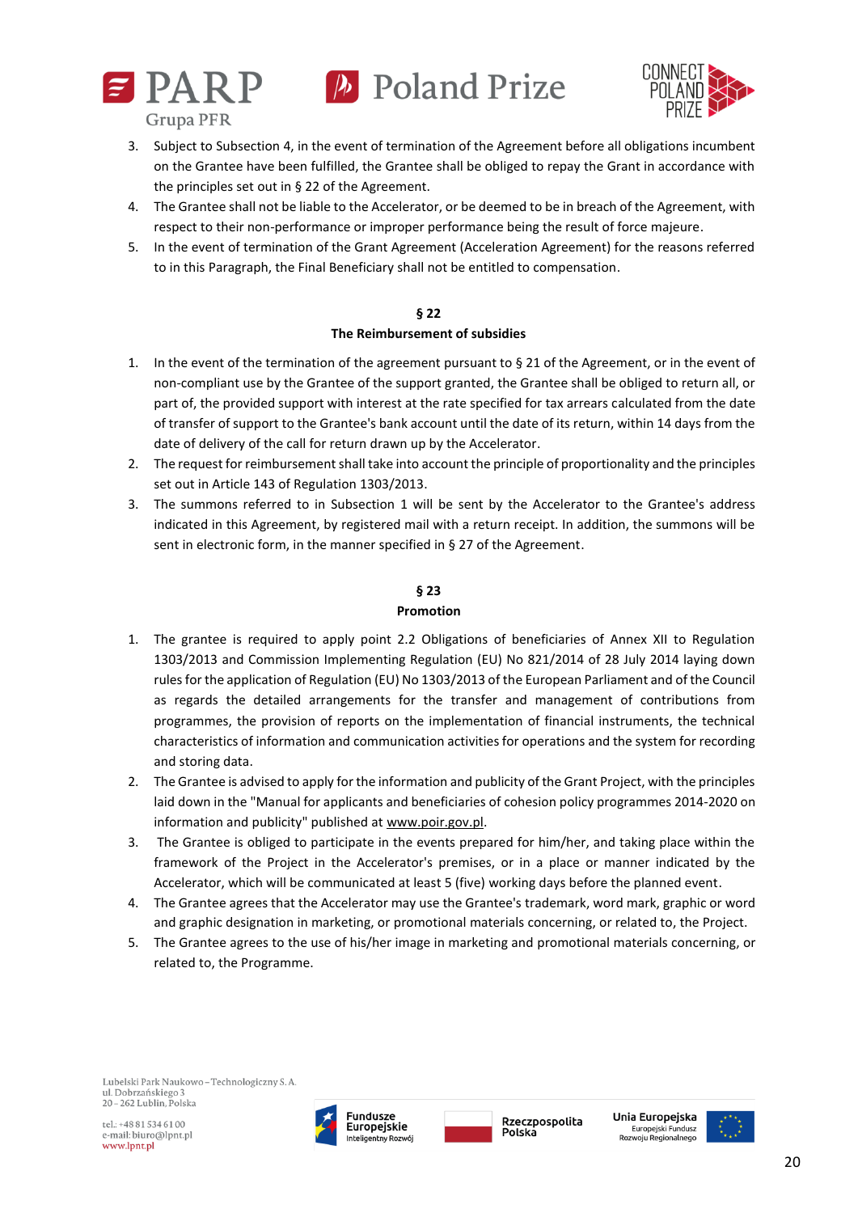3. Subject to Subsection 4, in the event of termination of the Agreement before all obligations incumbent on the Grantee have been fulfilled, the Grantee shall be obliged to repay the Grant in accordance with the principles set out in § 22 of the Agreement.
4. The Grantee shall not be liable to the Accelerator, or be deemed to be in breach of the Agreement, with respect to their non-performance or improper performance being the result of force majeure.
5. In the event of termination of the Grant Agreement (Acceleration Agreement) for the reasons referred to in this Paragraph, the Final Beneficiary shall not be entitled to compensation.

**§ 22**
**The Reimbursement of subsidies**

1. In the event of the termination of the agreement pursuant to § 21 of the Agreement, or in the event of non-compliant use by the Grantee of the support granted, the Grantee shall be obliged to return all, or part of, the provided support with interest at the rate specified for tax arrears calculated from the date of transfer of support to the Grantee's bank account until the date of its return, within 14 days from the date of delivery of the call for return drawn up by the Accelerator.
2. The request for reimbursement shall take into account the principle of proportionality and the principles set out in Article 143 of Regulation 1303/2013.
3. The summons referred to in Subsection 1 will be sent by the Accelerator to the Grantee's address indicated in this Agreement, by registered mail with a return receipt. In addition, the summons will be sent in electronic form, in the manner specified in § 27 of the Agreement.

**§ 23**
**Promotion**

1. The grantee is required to apply point 2.2 Obligations of beneficiaries of Annex XII to Regulation 1303/2013 and Commission Implementing Regulation (EU) No 821/2014 of 28 July 2014 laying down rules for the application of Regulation (EU) No 1303/2013 of the European Parliament and of the Council as regards the detailed arrangements for the transfer and management of contributions from programmes, the provision of reports on the implementation of financial instruments, the technical characteristics of information and communication activities for operations and the system for recording and storing data.
2. The Grantee is advised to apply for the information and publicity of the Grant Project, with the principles laid down in the "Manual for applicants and beneficiaries of cohesion policy programmes 2014-2020 on information and publicity" published at www.poir.gov.pl.
3. The Grantee is obliged to participate in the events prepared for him/her, and taking place within the framework of the Project in the Accelerator's premises, or in a place or manner indicated by the Accelerator, which will be communicated at least 5 (five) working days before the planned event.
4. The Grantee agrees that the Accelerator may use the Grantee's trademark, word mark, graphic or word and graphic designation in marketing, or promotional materials concerning, or related to, the Project.
5. The Grantee agrees to the use of his/her image in marketing and promotional materials concerning, or related to, the Programme.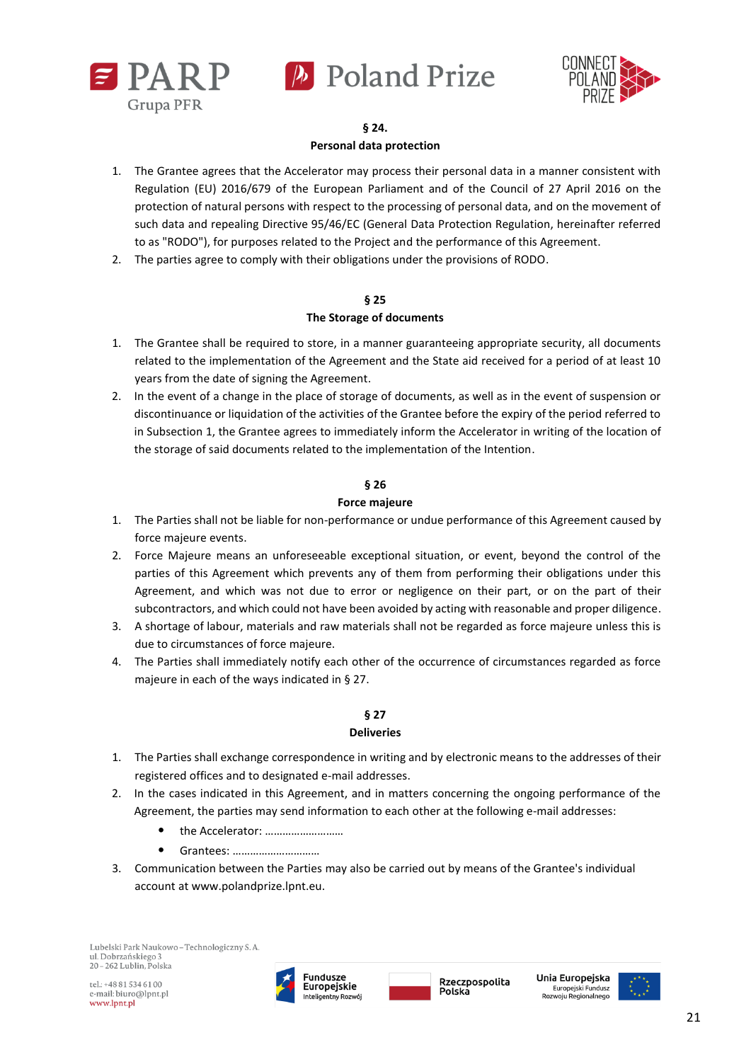## § 24.

## Personal data protection

1. The Grantee agrees that the Accelerator may process their personal data in a manner consistent with Regulation (EU) 2016/679 of the European Parliament and of the Council of 27 April 2016 on the protection of natural persons with respect to the processing of personal data, and on the movement of such data and repealing Directive 95/46/EC (General Data Protection Regulation, hereinafter referred to as "RODO"), for purposes related to the Project and the performance of this Agreement.
2. The parties agree to comply with their obligations under the provisions of RODO.

## § 25

## The Storage of documents

1. The Grantee shall be required to store, in a manner guaranteeing appropriate security, all documents related to the implementation of the Agreement and the State aid received for a period of at least 10 years from the date of signing the Agreement.
2. In the event of a change in the place of storage of documents, as well as in the event of suspension or discontinuance or liquidation of the activities of the Grantee before the expiry of the period referred to in Subsection 1, the Grantee agrees to immediately inform the Accelerator in writing of the location of the storage of said documents related to the implementation of the Intention.

## § 26

## Force majeure

1. The Parties shall not be liable for non-performance or undue performance of this Agreement caused by force majeure events.
2. Force Majeure means an unforeseeable exceptional situation, or event, beyond the control of the parties of this Agreement which prevents any of them from performing their obligations under this Agreement, and which was not due to error or negligence on their part, or on the part of their subcontractors, and which could not have been avoided by acting with reasonable and proper diligence.
3. A shortage of labour, materials and raw materials shall not be regarded as force majeure unless this is due to circumstances of force majeure.
4. The Parties shall immediately notify each other of the occurrence of circumstances regarded as force majeure in each of the ways indicated in § 27.

## § 27

## Deliveries

1. The Parties shall exchange correspondence in writing and by electronic means to the addresses of their registered offices and to designated e-mail addresses.
2. In the cases indicated in this Agreement, and in matters concerning the ongoing performance of the Agreement, the parties may send information to each other at the following e-mail addresses:
   - the Accelerator: ………………………
   - Grantees: …………………………
3. Communication between the Parties may also be carried out by means of the Grantee's individual account at www.polandprize.lpnt.eu.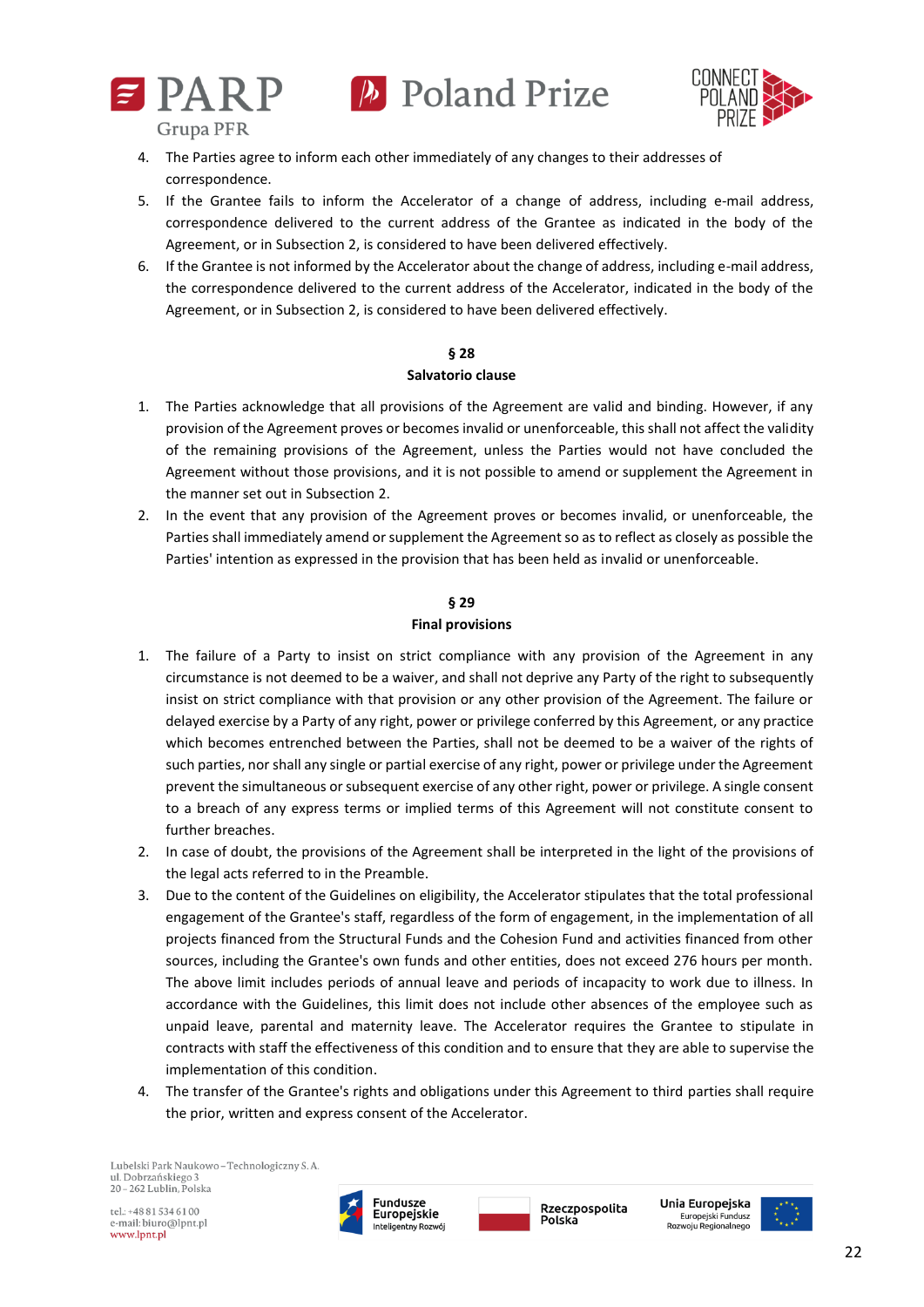4. The Parties agree to inform each other immediately of any changes to their addresses of correspondence.
5. If the Grantee fails to inform the Accelerator of a change of address, including e-mail address, correspondence delivered to the current address of the Grantee as indicated in the body of the Agreement, or in Subsection 2, is considered to have been delivered effectively.
6. If the Grantee is not informed by the Accelerator about the change of address, including e-mail address, the correspondence delivered to the current address of the Accelerator, indicated in the body of the Agreement, or in Subsection 2, is considered to have been delivered effectively.

**§ 28**
**Salvatorio clause**

1. The Parties acknowledge that all provisions of the Agreement are valid and binding. However, if any provision of the Agreement proves or becomes invalid or unenforceable, this shall not affect the validity of the remaining provisions of the Agreement, unless the Parties would not have concluded the Agreement without those provisions, and it is not possible to amend or supplement the Agreement in the manner set out in Subsection 2.
2. In the event that any provision of the Agreement proves or becomes invalid, or unenforceable, the Parties shall immediately amend or supplement the Agreement so as to reflect as closely as possible the Parties' intention as expressed in the provision that has been held as invalid or unenforceable.

**§ 29**
**Final provisions**

1. The failure of a Party to insist on strict compliance with any provision of the Agreement in any circumstance is not deemed to be a waiver, and shall not deprive any Party of the right to subsequently insist on strict compliance with that provision or any other provision of the Agreement. The failure or delayed exercise by a Party of any right, power or privilege conferred by this Agreement, or any practice which becomes entrenched between the Parties, shall not be deemed to be a waiver of the rights of such parties, nor shall any single or partial exercise of any right, power or privilege under the Agreement prevent the simultaneous or subsequent exercise of any other right, power or privilege. A single consent to a breach of any express terms or implied terms of this Agreement will not constitute consent to further breaches.
2. In case of doubt, the provisions of the Agreement shall be interpreted in the light of the provisions of the legal acts referred to in the Preamble.
3. Due to the content of the Guidelines on eligibility, the Accelerator stipulates that the total professional engagement of the Grantee's staff, regardless of the form of engagement, in the implementation of all projects financed from the Structural Funds and the Cohesion Fund and activities financed from other sources, including the Grantee's own funds and other entities, does not exceed 276 hours per month. The above limit includes periods of annual leave and periods of incapacity to work due to illness. In accordance with the Guidelines, this limit does not include other absences of the employee such as unpaid leave, parental and maternity leave. The Accelerator requires the Grantee to stipulate in contracts with staff the effectiveness of this condition and to ensure that they are able to supervise the implementation of this condition.
4. The transfer of the Grantee's rights and obligations under this Agreement to third parties shall require the prior, written and express consent of the Accelerator.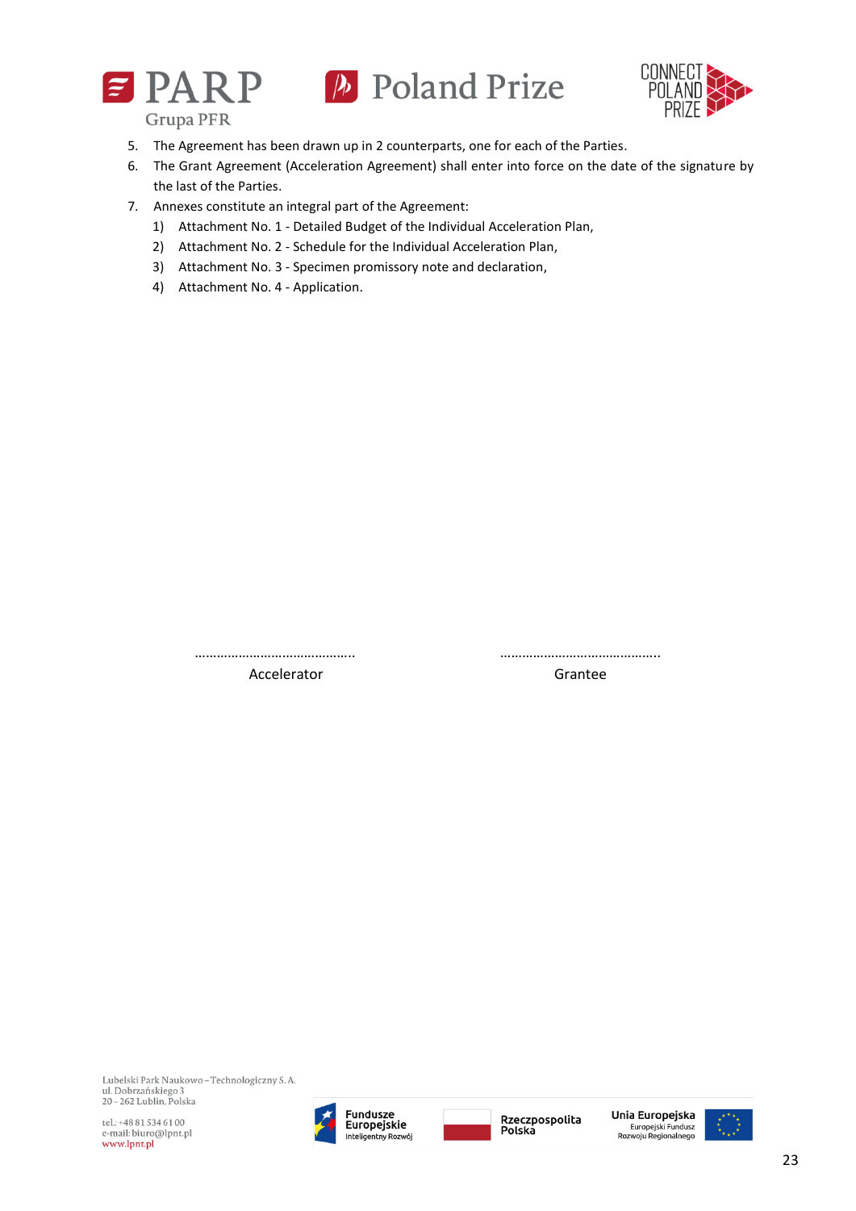5. The Agreement has been drawn up in 2 counterparts, one for each of the Parties.
6. The Grant Agreement (Acceleration Agreement) shall enter into force on the date of the signature by the last of the Parties.
7. Annexes constitute an integral part of the Agreement:
   1) Attachment No. 1 - Detailed Budget of the Individual Acceleration Plan,
   2) Attachment No. 2 - Schedule for the Individual Acceleration Plan,
   3) Attachment No. 3 - Specimen promissory note and declaration,
   4) Attachment No. 4 - Application.

| ……………………………………. | ……………………………………. |
|---|---|
| Accelerator | Grantee |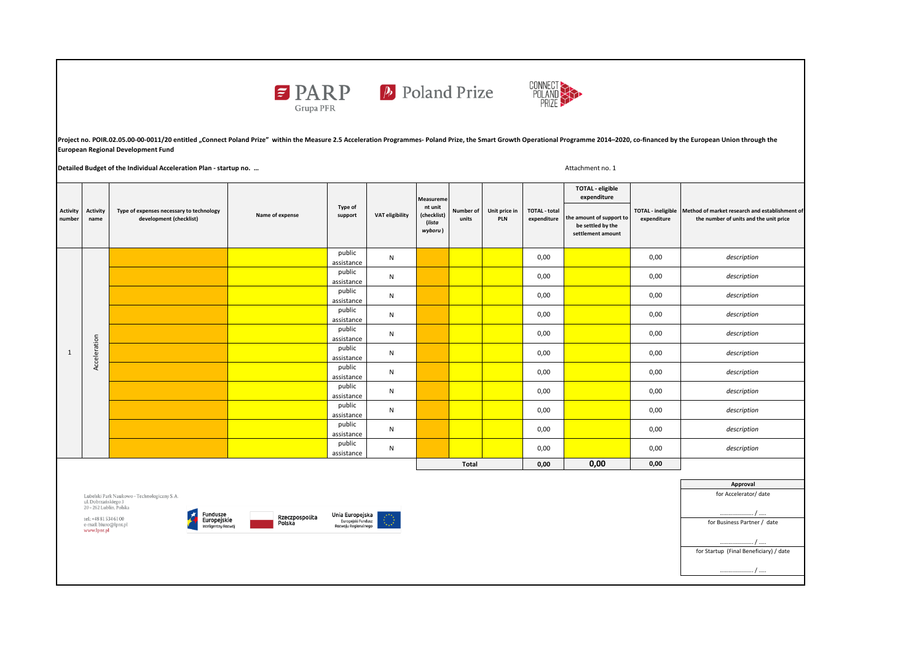**Project no. POIR.02.05.00-00-0011/20 entitled „Connect Poland Prize" within the Measure 2.5 Acceleration Programmes- Poland Prize, the Smart Growth Operational Programme 2014–2020, co-financed by the European Union through the European Regional Development Fund**

**Detailed Budget of the Individual Acceleration Plan - startup no. ...**

Attachment no. 1

| Activity number | Activity name | Type of expenses necessary to technology development (checklist) | Name of expense | Type of support | VAT eligibility | Measurement unit (checklist) (*lista wyboru*) | Number of units | Unit price in PLN | TOTAL - total expenditure | TOTAL - eligible expenditure: the amount of support to be settled by the settlement amount | TOTAL - ineligible expenditure | Method of market research and establishment of the number of units and the unit price |
|---|---|---|---|---|---|---|---|---|---|---|---|---|
| 1 | Acceleration | | | public assistance | N | | | | 0,00 | | 0,00 | *description* |
| | | | | public assistance | N | | | | 0,00 | | 0,00 | *description* |
| | | | | public assistance | N | | | | 0,00 | | 0,00 | *description* |
| | | | | public assistance | N | | | | 0,00 | | 0,00 | *description* |
| | | | | public assistance | N | | | | 0,00 | | 0,00 | *description* |
| | | | | public assistance | N | | | | 0,00 | | 0,00 | *description* |
| | | | | public assistance | N | | | | 0,00 | | 0,00 | *description* |
| | | | | public assistance | N | | | | 0,00 | | 0,00 | *description* |
| | | | | public assistance | N | | | | 0,00 | | 0,00 | *description* |
| | | | | public assistance | N | | | | 0,00 | | 0,00 | *description* |
| | | | | public assistance | N | | | | 0,00 | | 0,00 | *description* |
| | | | | | | | **Total** | | **0,00** | **0,00** | **0,00** | |

Lubelski Park Naukowo - Technologiczny S.A.
ul. Dobrzańskiego 3
20 - 262 Lublin, Polska

tel.: +48 81 534 61 00
e-mail: biuro@lpnt.pl
www.lpnt.pl

| Approval |
|---|
| for Accelerator/ date |
| ....................... / ..... |
| for Business Partner / date |
| ....................... / ..... |
| for Startup (Final Beneficiary) / date |
| ....................... / ..... |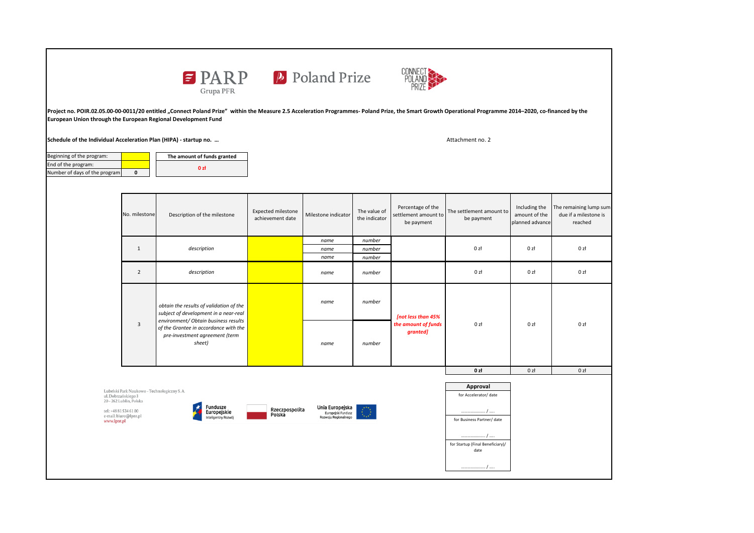Project no. POIR.02.05.00-00-0011/20 entitled „Connect Poland Prize" within the Measure 2.5 Acceleration Programmes- Poland Prize, the Smart Growth Operational Programme 2014–2020, co-financed by the European Union through the European Regional Development Fund

**Schedule of the Individual Acceleration Plan (HIPA) - startup no. ...**

Attachment no. 2

| | |
|---|---|
| Beginning of the program: | |
| End of the program: | |
| Number of days of the program | 0 |

| **The amount of funds granted** |
|---|
| **0 zł** |

| No. milestone | Description of the milestone | Expected milestone achievement date | Milestone indicator | The value of the indicator | Percentage of the settlement amount to be payment | The settlement amount to be payment | Including the amount of the planned advance | The remaining lump sum due if a milestone is reached |
|---|---|---|---|---|---|---|---|---|
| 1 | *description* | | *name* | *number* | | 0 zł | 0 zł | 0 zł |
| | | | *name* | *number* | | | | |
| | | | *name* | *number* | | | | |
| 2 | *description* | | *name* | *number* | | 0 zł | 0 zł | 0 zł |
| 3 | *obtain the results of validation of the subject of development in a near-real environment/ Obtain business results of the Grantee in accordance with the pre-investment agreement (term sheet)* | | *name* | *number* | *[not less than 45% the amount of funds granted]* | 0 zł | 0 zł | 0 zł |
| | | | *name* | *number* | | | | |
| | | | | | | **0 zł** | 0 zł | 0 zł |

Lubelski Park Naukowo - Technologiczny S.A.
ul. Dobrzańskiego 3
20 - 262 Lublin, Polska

tel: +48 81 534 61 00
e-mail: biuro@lpnt.pl
www.lpnt.pl

| **Approval** |
|---|
| for Accelerator/ date<br><br>..................... / ..... |
| for Business Partner/ date<br><br>..................... / ..... |
| for Startup (Final Beneficiary)/ date<br><br>..................... / ..... |